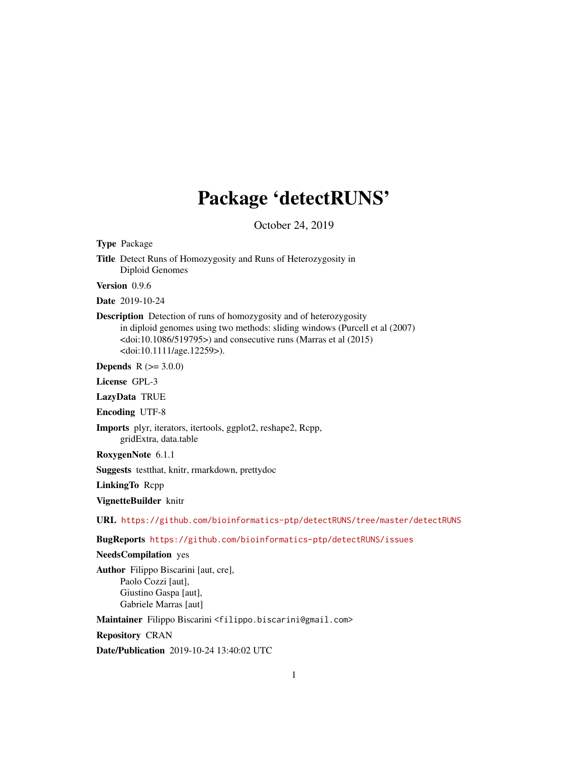# Package 'detectRUNS'

October 24, 2019

**Type** Package

**Title** Detect Runs of Homozygosity and Runs of Heterozygosity in Diploid Genomes

**Version** 0.9.6

**Date** 2019-10-24

**Description** Detection of runs of homozygosity and of heterozygosity in diploid genomes using two methods: sliding windows (Purcell et al (2007) <doi:10.1086/519795>) and consecutive runs (Marras et al (2015) <doi:10.1111/age.12259>).

**Depends** R (>= 3.0.0)

**License** GPL-3

**LazyData** TRUE

**Encoding** UTF-8

**Imports** plyr, iterators, itertools, ggplot2, reshape2, Rcpp, gridExtra, data.table

**RoxygenNote** 6.1.1

**Suggests** testthat, knitr, rmarkdown, prettydoc

**LinkingTo** Rcpp

**VignetteBuilder** knitr

**URL** https://github.com/bioinformatics-ptp/detectRUNS/tree/master/detectRUNS

**BugReports** https://github.com/bioinformatics-ptp/detectRUNS/issues

**NeedsCompilation** yes

**Author** Filippo Biscarini [aut, cre], Paolo Cozzi [aut], Giustino Gaspa [aut], Gabriele Marras [aut]

**Maintainer** Filippo Biscarini <filippo.biscarini@gmail.com>

**Repository** CRAN

**Date/Publication** 2019-10-24 13:40:02 UTC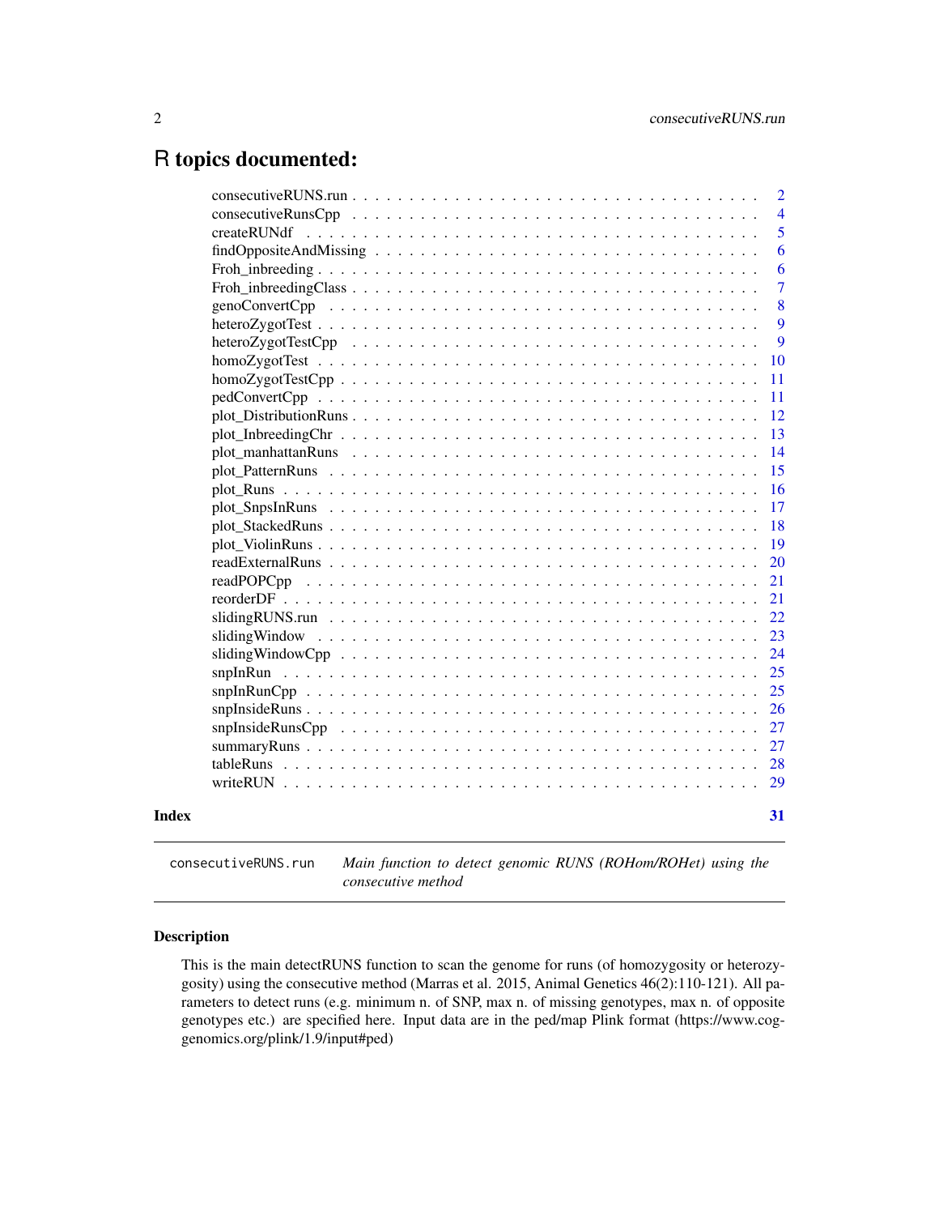# R topics documented:

| | |
|---|---|
| consecutiveRUNS.run | 2 |
| consecutiveRunsCpp | 4 |
| createRUNdf | 5 |
| findOppositeAndMissing | 6 |
| Froh_inbreeding | 6 |
| Froh_inbreedingClass | 7 |
| genoConvertCpp | 8 |
| heteroZygotTest | 9 |
| heteroZygotTestCpp | 9 |
| homoZygotTest | 10 |
| homoZygotTestCpp | 11 |
| pedConvertCpp | 11 |
| plot_DistributionRuns | 12 |
| plot_InbreedingChr | 13 |
| plot_manhattanRuns | 14 |
| plot_PatternRuns | 15 |
| plot_Runs | 16 |
| plot_SnpsInRuns | 17 |
| plot_StackedRuns | 18 |
| plot_ViolinRuns | 19 |
| readExternalRuns | 20 |
| readPOPCpp | 21 |
| reorderDF | 21 |
| slidingRUNS.run | 22 |
| slidingWindow | 23 |
| slidingWindowCpp | 24 |
| snpInRun | 25 |
| snpInRunCpp | 25 |
| snpInsideRuns | 26 |
| snpInsideRunsCpp | 27 |
| summaryRuns | 27 |
| tableRuns | 28 |
| writeRUN | 29 |

**Index** 31

---

`consecutiveRUNS.run` *Main function to detect genomic RUNS (ROHom/ROHet) using the consecutive method*

---

## Description

This is the main detectRUNS function to scan the genome for runs (of homozygosity or heterozygosity) using the consecutive method (Marras et al. 2015, Animal Genetics 46(2):110-121). All parameters to detect runs (e.g. minimum n. of SNP, max n. of missing genotypes, max n. of opposite genotypes etc.) are specified here. Input data are in the ped/map Plink format (https://www.cog-genomics.org/plink/1.9/input#ped)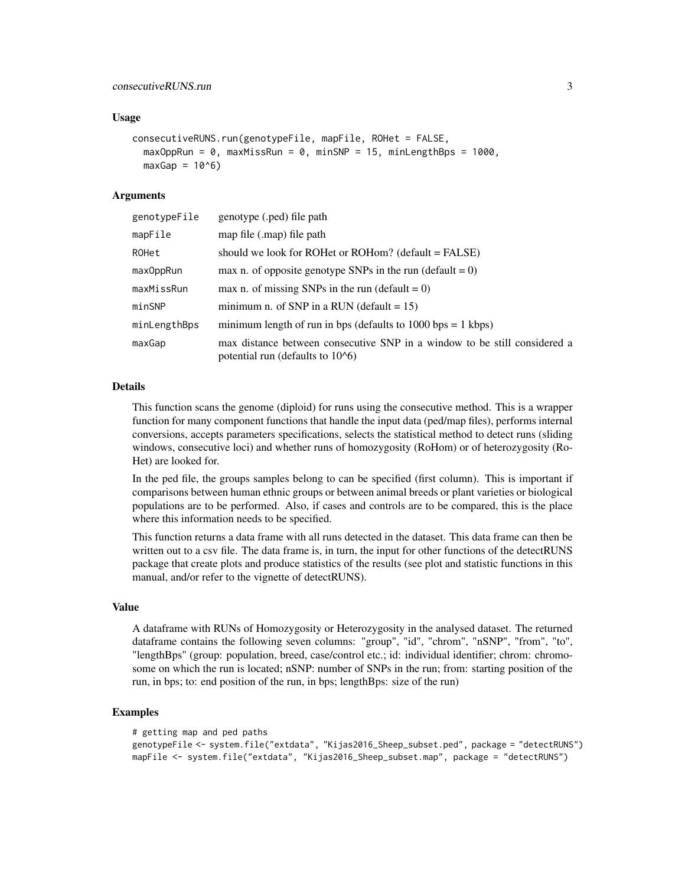### Usage

```
consecutiveRUNS.run(genotypeFile, mapFile, ROHet = FALSE,
  maxOppRun = 0, maxMissRun = 0, minSNP = 15, minLengthBps = 1000,
  maxGap = 10^6)
```

### Arguments

| Argument | Description |
|---|---|
| `genotypeFile` | genotype (.ped) file path |
| `mapFile` | map file (.map) file path |
| `ROHet` | should we look for ROHet or ROHom? (default = FALSE) |
| `maxOppRun` | max n. of opposite genotype SNPs in the run (default = 0) |
| `maxMissRun` | max n. of missing SNPs in the run (default = 0) |
| `minSNP` | minimum n. of SNP in a RUN (default = 15) |
| `minLengthBps` | minimum length of run in bps (defaults to 1000 bps = 1 kbps) |
| `maxGap` | max distance between consecutive SNP in a window to be still considered a potential run (defaults to 10^6) |

### Details

This function scans the genome (diploid) for runs using the consecutive method. This is a wrapper function for many component functions that handle the input data (ped/map files), performs internal conversions, accepts parameters specifications, selects the statistical method to detect runs (sliding windows, consecutive loci) and whether runs of homozygosity (RoHom) or of heterozygosity (RoHet) are looked for.

In the ped file, the groups samples belong to can be specified (first column). This is important if comparisons between human ethnic groups or between animal breeds or plant varieties or biological populations are to be performed. Also, if cases and controls are to be compared, this is the place where this information needs to be specified.

This function returns a data frame with all runs detected in the dataset. This data frame can then be written out to a csv file. The data frame is, in turn, the input for other functions of the detectRUNS package that create plots and produce statistics of the results (see plot and statistic functions in this manual, and/or refer to the vignette of detectRUNS).

### Value

A dataframe with RUNs of Homozygosity or Heterozygosity in the analysed dataset. The returned dataframe contains the following seven columns: "group", "id", "chrom", "nSNP", "from", "to", "lengthBps" (group: population, breed, case/control etc.; id: individual identifier; chrom: chromosome on which the run is located; nSNP: number of SNPs in the run; from: starting position of the run, in bps; to: end position of the run, in bps; lengthBps: size of the run)

### Examples

```
# getting map and ped paths
genotypeFile <- system.file("extdata", "Kijas2016_Sheep_subset.ped", package = "detectRUNS")
mapFile <- system.file("extdata", "Kijas2016_Sheep_subset.map", package = "detectRUNS")
```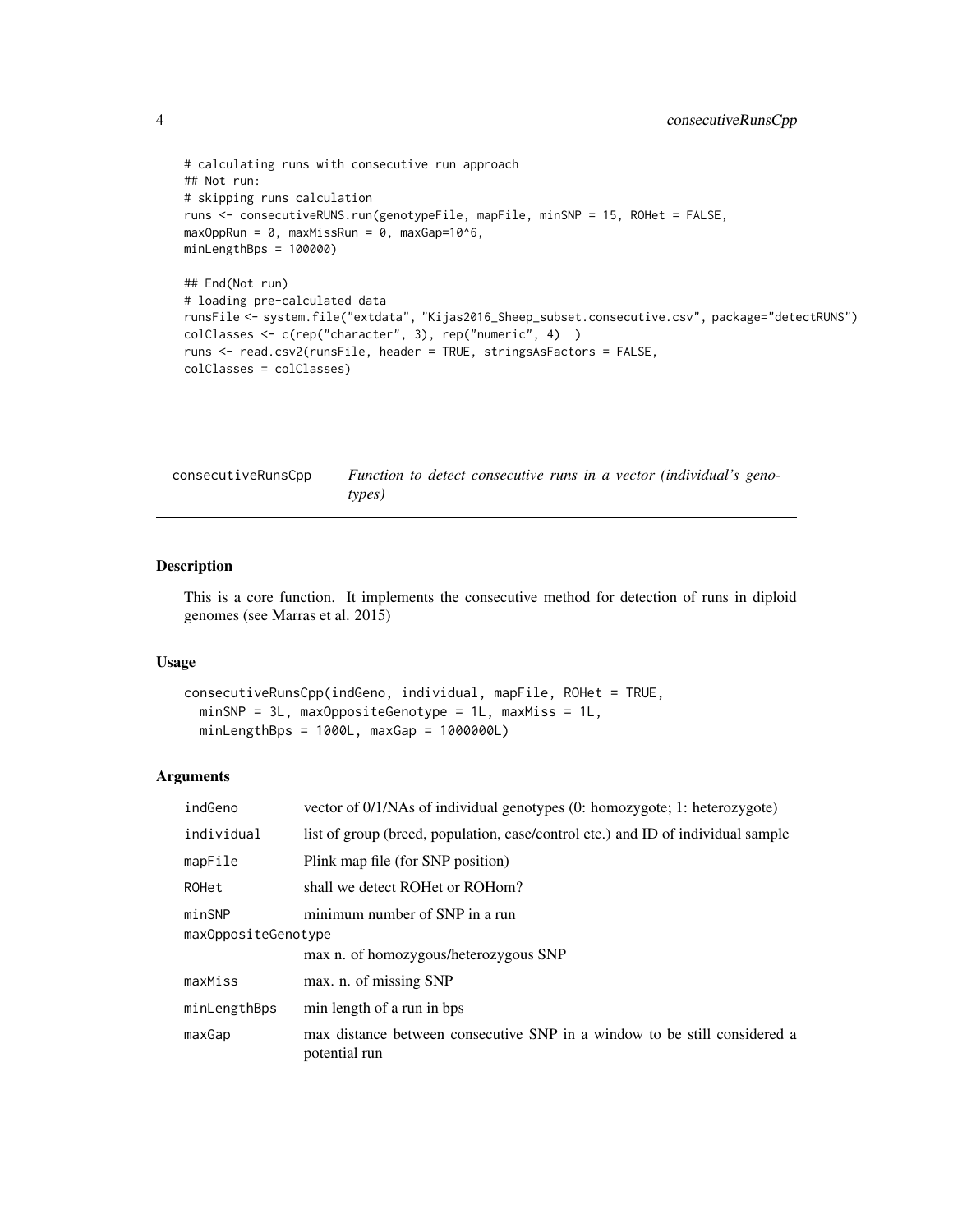```
# calculating runs with consecutive run approach
## Not run:
# skipping runs calculation
runs <- consecutiveRUNS.run(genotypeFile, mapFile, minSNP = 15, ROHet = FALSE,
maxOppRun = 0, maxMissRun = 0, maxGap=10^6,
minLengthBps = 100000)

## End(Not run)
# loading pre-calculated data
runsFile <- system.file("extdata", "Kijas2016_Sheep_subset.consecutive.csv", package="detectRUNS")
colClasses <- c(rep("character", 3), rep("numeric", 4)  )
runs <- read.csv2(runsFile, header = TRUE, stringsAsFactors = FALSE,
colClasses = colClasses)
```

---

## consecutiveRunsCpp — *Function to detect consecutive runs in a vector (individual's genotypes)*

---

### Description

This is a core function. It implements the consecutive method for detection of runs in diploid genomes (see Marras et al. 2015)

### Usage

```
consecutiveRunsCpp(indGeno, individual, mapFile, ROHet = TRUE,
  minSNP = 3L, maxOppositeGenotype = 1L, maxMiss = 1L,
  minLengthBps = 1000L, maxGap = 1000000L)
```

### Arguments

| | |
|---|---|
| indGeno | vector of 0/1/NAs of individual genotypes (0: homozygote; 1: heterozygote) |
| individual | list of group (breed, population, case/control etc.) and ID of individual sample |
| mapFile | Plink map file (for SNP position) |
| ROHet | shall we detect ROHet or ROHom? |
| minSNP | minimum number of SNP in a run |
| maxOppositeGenotype | max n. of homozygous/heterozygous SNP |
| maxMiss | max. n. of missing SNP |
| minLengthBps | min length of a run in bps |
| maxGap | max distance between consecutive SNP in a window to be still considered a potential run |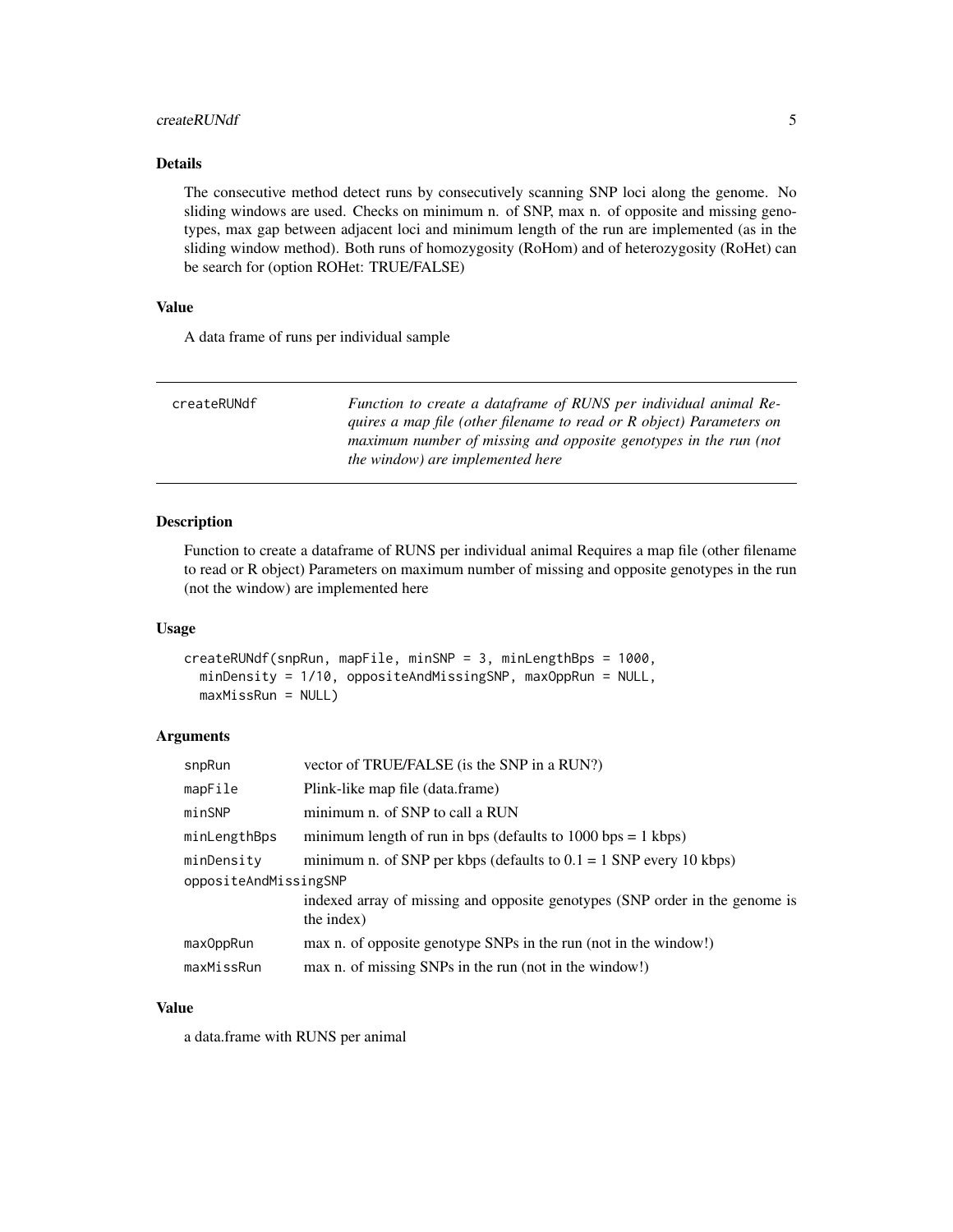### Details

The consecutive method detect runs by consecutively scanning SNP loci along the genome. No sliding windows are used. Checks on minimum n. of SNP, max n. of opposite and missing genotypes, max gap between adjacent loci and minimum length of the run are implemented (as in the sliding window method). Both runs of homozygosity (RoHom) and of heterozygosity (RoHet) can be search for (option ROHet: TRUE/FALSE)

### Value

A data frame of runs per individual sample

---

## createRUNdf

*Function to create a dataframe of RUNS per individual animal Requires a map file (other filename to read or R object) Parameters on maximum number of missing and opposite genotypes in the run (not the window) are implemented here*

---

### Description

Function to create a dataframe of RUNS per individual animal Requires a map file (other filename to read or R object) Parameters on maximum number of missing and opposite genotypes in the run (not the window) are implemented here

### Usage

```
createRUNdf(snpRun, mapFile, minSNP = 3, minLengthBps = 1000,
  minDensity = 1/10, oppositeAndMissingSNP, maxOppRun = NULL,
  maxMissRun = NULL)
```

### Arguments

| | |
|---|---|
| `snpRun` | vector of TRUE/FALSE (is the SNP in a RUN?) |
| `mapFile` | Plink-like map file (data.frame) |
| `minSNP` | minimum n. of SNP to call a RUN |
| `minLengthBps` | minimum length of run in bps (defaults to 1000 bps = 1 kbps) |
| `minDensity` | minimum n. of SNP per kbps (defaults to 0.1 = 1 SNP every 10 kbps) |
| `oppositeAndMissingSNP` | indexed array of missing and opposite genotypes (SNP order in the genome is the index) |
| `maxOppRun` | max n. of opposite genotype SNPs in the run (not in the window!) |
| `maxMissRun` | max n. of missing SNPs in the run (not in the window!) |

### Value

a data.frame with RUNS per animal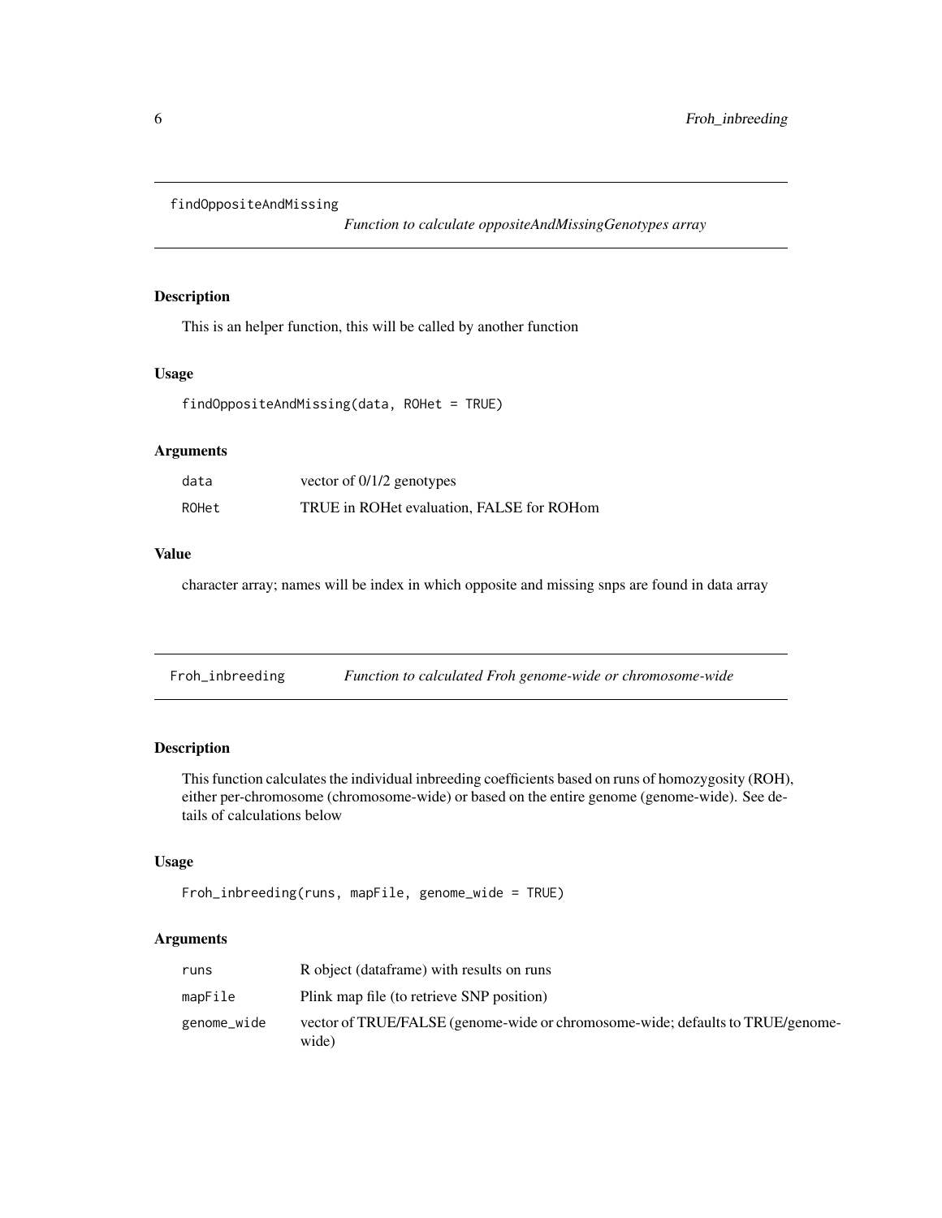## findOppositeAndMissing

*Function to calculate oppositeAndMissingGenotypes array*

### Description

This is an helper function, this will be called by another function

### Usage

```
findOppositeAndMissing(data, ROHet = TRUE)
```

### Arguments

| | |
|---|---|
| data | vector of 0/1/2 genotypes |
| ROHet | TRUE in ROHet evaluation, FALSE for ROHom |

### Value

character array; names will be index in which opposite and missing snps are found in data array

## Froh_inbreeding

*Function to calculated Froh genome-wide or chromosome-wide*

### Description

This function calculates the individual inbreeding coefficients based on runs of homozygosity (ROH), either per-chromosome (chromosome-wide) or based on the entire genome (genome-wide). See details of calculations below

### Usage

```
Froh_inbreeding(runs, mapFile, genome_wide = TRUE)
```

### Arguments

| | |
|---|---|
| runs | R object (dataframe) with results on runs |
| mapFile | Plink map file (to retrieve SNP position) |
| genome_wide | vector of TRUE/FALSE (genome-wide or chromosome-wide; defaults to TRUE/genome-wide) |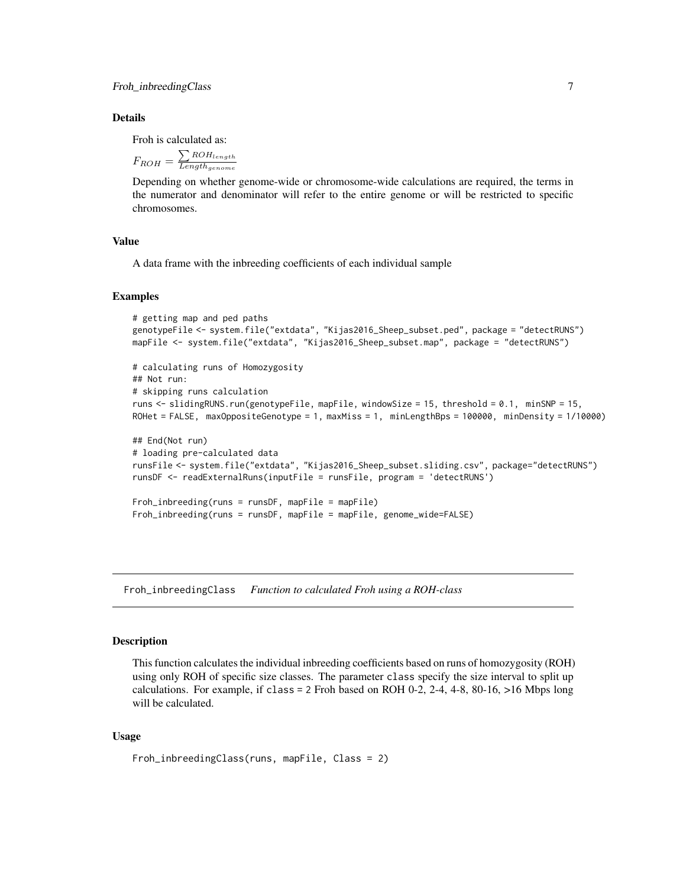### Details

Froh is calculated as:

$F_{ROH} = \frac{\sum ROH_{length}}{Length_{genome}}$

Depending on whether genome-wide or chromosome-wide calculations are required, the terms in the numerator and denominator will refer to the entire genome or will be restricted to specific chromosomes.

### Value

A data frame with the inbreeding coefficients of each individual sample

### Examples

```
# getting map and ped paths
genotypeFile <- system.file("extdata", "Kijas2016_Sheep_subset.ped", package = "detectRUNS")
mapFile <- system.file("extdata", "Kijas2016_Sheep_subset.map", package = "detectRUNS")

# calculating runs of Homozygosity
## Not run:
# skipping runs calculation
runs <- slidingRUNS.run(genotypeFile, mapFile, windowSize = 15, threshold = 0.1,  minSNP = 15,
ROHet = FALSE,  maxOppositeGenotype = 1, maxMiss = 1,  minLengthBps = 100000,  minDensity = 1/10000)

## End(Not run)
# loading pre-calculated data
runsFile <- system.file("extdata", "Kijas2016_Sheep_subset.sliding.csv", package="detectRUNS")
runsDF <- readExternalRuns(inputFile = runsFile, program = 'detectRUNS')

Froh_inbreeding(runs = runsDF, mapFile = mapFile)
Froh_inbreeding(runs = runsDF, mapFile = mapFile, genome_wide=FALSE)
```

---

## Froh_inbreedingClass *Function to calculated Froh using a ROH-class*

---

### Description

This function calculates the individual inbreeding coefficients based on runs of homozygosity (ROH) using only ROH of specific size classes. The parameter class specify the size interval to split up calculations. For example, if class = 2 Froh based on ROH 0-2, 2-4, 4-8, 80-16, >16 Mbps long will be calculated.

### Usage

```
Froh_inbreedingClass(runs, mapFile, Class = 2)
```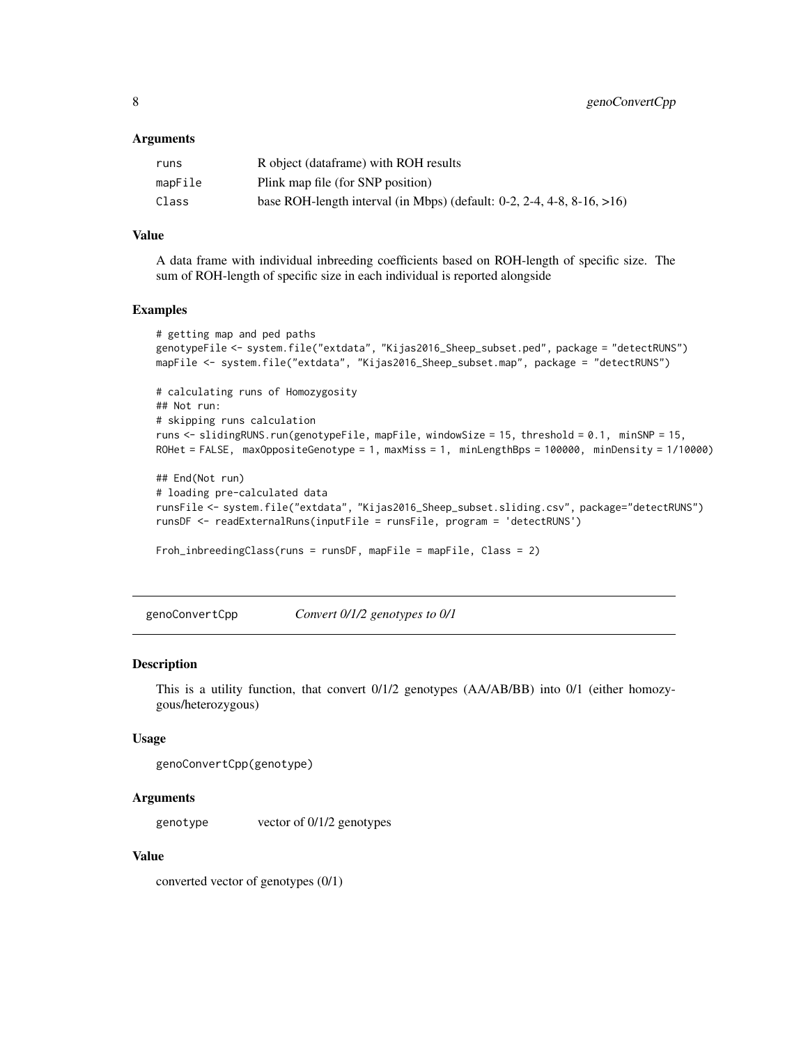### Arguments

| | |
|---|---|
| runs | R object (dataframe) with ROH results |
| mapFile | Plink map file (for SNP position) |
| Class | base ROH-length interval (in Mbps) (default: 0-2, 2-4, 4-8, 8-16, >16) |

### Value

A data frame with individual inbreeding coefficients based on ROH-length of specific size. The sum of ROH-length of specific size in each individual is reported alongside

### Examples

```
# getting map and ped paths
genotypeFile <- system.file("extdata", "Kijas2016_Sheep_subset.ped", package = "detectRUNS")
mapFile <- system.file("extdata", "Kijas2016_Sheep_subset.map", package = "detectRUNS")

# calculating runs of Homozygosity
## Not run:
# skipping runs calculation
runs <- slidingRUNS.run(genotypeFile, mapFile, windowSize = 15, threshold = 0.1,  minSNP = 15,
ROHet = FALSE,  maxOppositeGenotype = 1, maxMiss = 1,  minLengthBps = 100000,  minDensity = 1/10000)

## End(Not run)
# loading pre-calculated data
runsFile <- system.file("extdata", "Kijas2016_Sheep_subset.sliding.csv", package="detectRUNS")
runsDF <- readExternalRuns(inputFile = runsFile, program = 'detectRUNS')

Froh_inbreedingClass(runs = runsDF, mapFile = mapFile, Class = 2)
```

---

## genoConvertCpp — *Convert 0/1/2 genotypes to 0/1*

### Description

This is a utility function, that convert 0/1/2 genotypes (AA/AB/BB) into 0/1 (either homozygous/heterozygous)

### Usage

```
genoConvertCpp(genotype)
```

### Arguments

| | |
|---|---|
| genotype | vector of 0/1/2 genotypes |

### Value

converted vector of genotypes (0/1)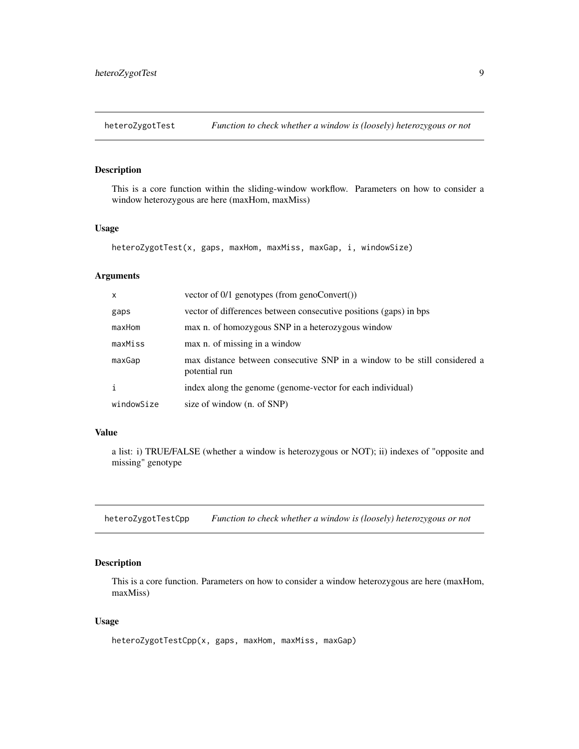## heteroZygotTest — *Function to check whether a window is (loosely) heterozygous or not*

### Description

This is a core function within the sliding-window workflow. Parameters on how to consider a window heterozygous are here (maxHom, maxMiss)

### Usage

```
heteroZygotTest(x, gaps, maxHom, maxMiss, maxGap, i, windowSize)
```

### Arguments

| | |
|---|---|
| `x` | vector of 0/1 genotypes (from genoConvert()) |
| `gaps` | vector of differences between consecutive positions (gaps) in bps |
| `maxHom` | max n. of homozygous SNP in a heterozygous window |
| `maxMiss` | max n. of missing in a window |
| `maxGap` | max distance between consecutive SNP in a window to be still considered a potential run |
| `i` | index along the genome (genome-vector for each individual) |
| `windowSize` | size of window (n. of SNP) |

### Value

a list: i) TRUE/FALSE (whether a window is heterozygous or NOT); ii) indexes of "opposite and missing" genotype

## heteroZygotTestCpp — *Function to check whether a window is (loosely) heterozygous or not*

### Description

This is a core function. Parameters on how to consider a window heterozygous are here (maxHom, maxMiss)

### Usage

```
heteroZygotTestCpp(x, gaps, maxHom, maxMiss, maxGap)
```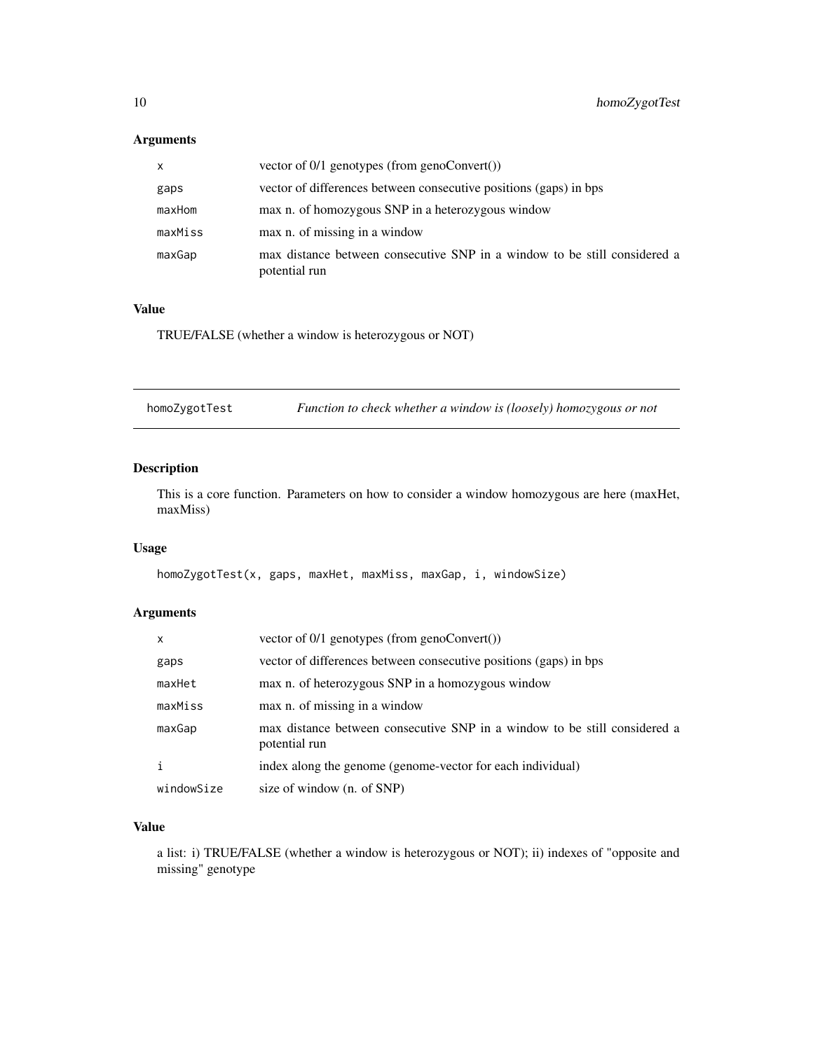## Arguments

| | |
|---|---|
| x | vector of 0/1 genotypes (from genoConvert()) |
| gaps | vector of differences between consecutive positions (gaps) in bps |
| maxHom | max n. of homozygous SNP in a heterozygous window |
| maxMiss | max n. of missing in a window |
| maxGap | max distance between consecutive SNP in a window to be still considered a potential run |

## Value

TRUE/FALSE (whether a window is heterozygous or NOT)

---

# homoZygotTest — *Function to check whether a window is (loosely) homozygous or not*

## Description

This is a core function. Parameters on how to consider a window homozygous are here (maxHet, maxMiss)

## Usage

```
homoZygotTest(x, gaps, maxHet, maxMiss, maxGap, i, windowSize)
```

## Arguments

| | |
|---|---|
| x | vector of 0/1 genotypes (from genoConvert()) |
| gaps | vector of differences between consecutive positions (gaps) in bps |
| maxHet | max n. of heterozygous SNP in a homozygous window |
| maxMiss | max n. of missing in a window |
| maxGap | max distance between consecutive SNP in a window to be still considered a potential run |
| i | index along the genome (genome-vector for each individual) |
| windowSize | size of window (n. of SNP) |

## Value

a list: i) TRUE/FALSE (whether a window is heterozygous or NOT); ii) indexes of "opposite and missing" genotype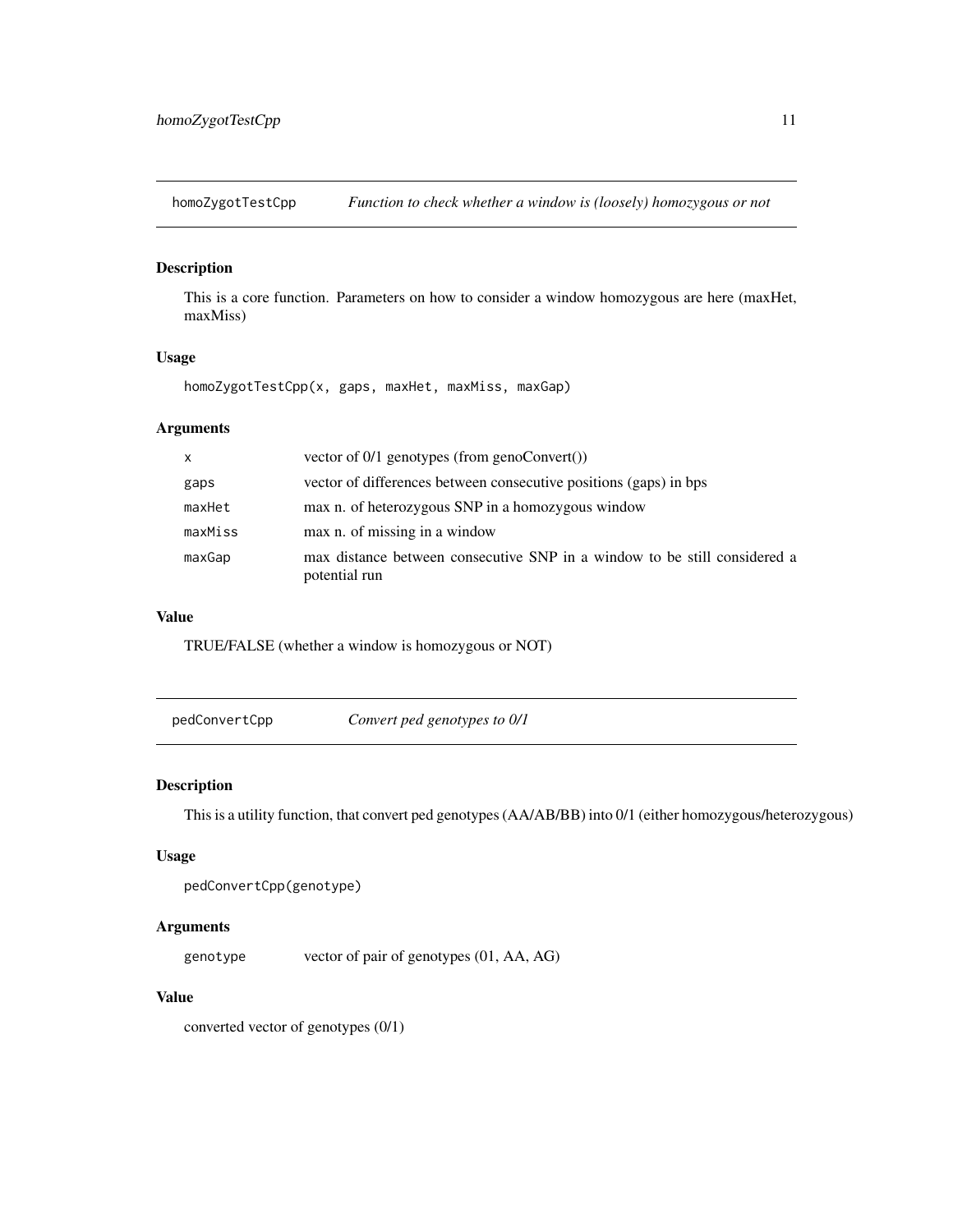## homoZygotTestCpp — *Function to check whether a window is (loosely) homozygous or not*

### Description

This is a core function. Parameters on how to consider a window homozygous are here (maxHet, maxMiss)

### Usage

```
homoZygotTestCpp(x, gaps, maxHet, maxMiss, maxGap)
```

### Arguments

| | |
|---|---|
| `x` | vector of 0/1 genotypes (from genoConvert()) |
| `gaps` | vector of differences between consecutive positions (gaps) in bps |
| `maxHet` | max n. of heterozygous SNP in a homozygous window |
| `maxMiss` | max n. of missing in a window |
| `maxGap` | max distance between consecutive SNP in a window to be still considered a potential run |

### Value

TRUE/FALSE (whether a window is homozygous or NOT)

## pedConvertCpp — *Convert ped genotypes to 0/1*

### Description

This is a utility function, that convert ped genotypes (AA/AB/BB) into 0/1 (either homozygous/heterozygous)

### Usage

```
pedConvertCpp(genotype)
```

### Arguments

| | |
|---|---|
| `genotype` | vector of pair of genotypes (01, AA, AG) |

### Value

converted vector of genotypes (0/1)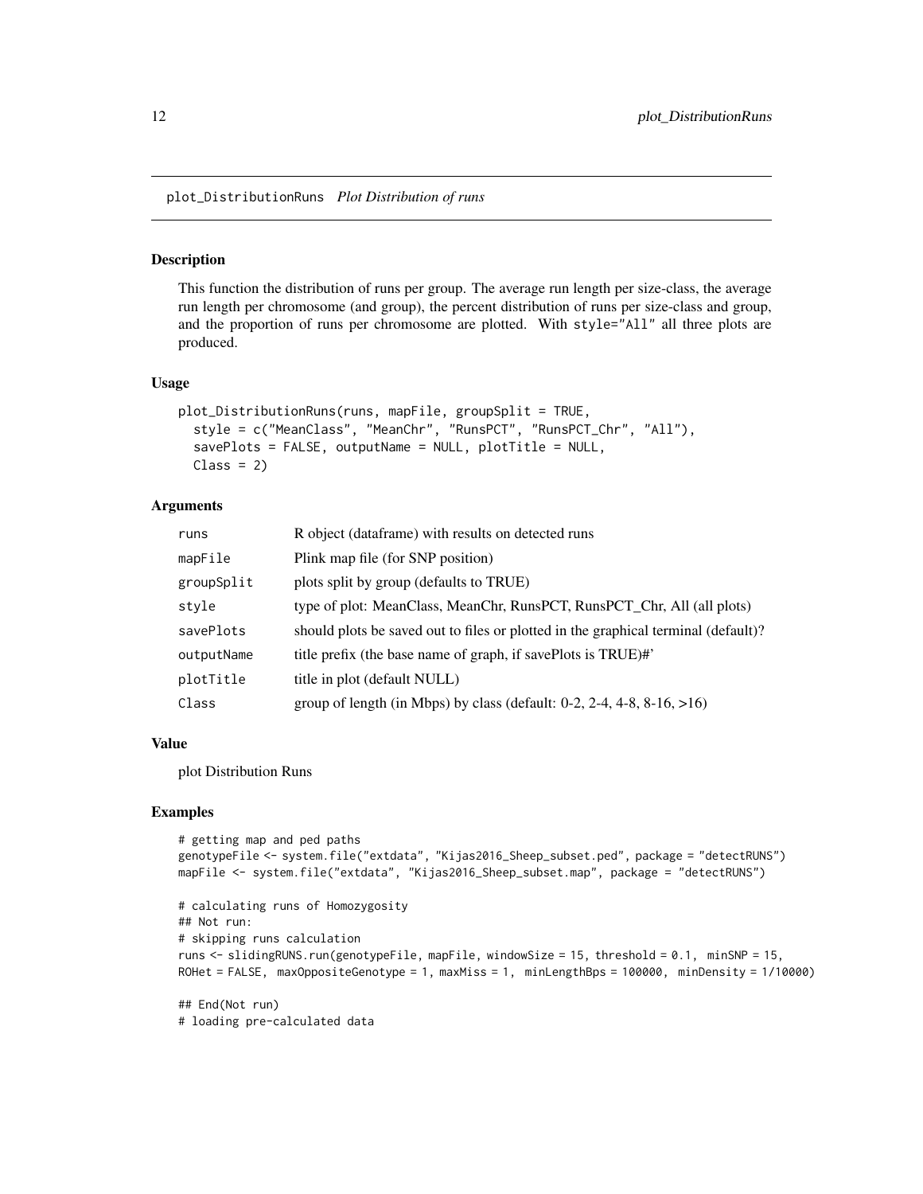## plot_DistributionRuns *Plot Distribution of runs*

### Description

This function the distribution of runs per group. The average run length per size-class, the average run length per chromosome (and group), the percent distribution of runs per size-class and group, and the proportion of runs per chromosome are plotted. With style="All" all three plots are produced.

### Usage

```
plot_DistributionRuns(runs, mapFile, groupSplit = TRUE,
  style = c("MeanClass", "MeanChr", "RunsPCT", "RunsPCT_Chr", "All"),
  savePlots = FALSE, outputName = NULL, plotTitle = NULL,
  Class = 2)
```

### Arguments

| | |
|---|---|
| runs | R object (dataframe) with results on detected runs |
| mapFile | Plink map file (for SNP position) |
| groupSplit | plots split by group (defaults to TRUE) |
| style | type of plot: MeanClass, MeanChr, RunsPCT, RunsPCT_Chr, All (all plots) |
| savePlots | should plots be saved out to files or plotted in the graphical terminal (default)? |
| outputName | title prefix (the base name of graph, if savePlots is TRUE)#' |
| plotTitle | title in plot (default NULL) |
| Class | group of length (in Mbps) by class (default: 0-2, 2-4, 4-8, 8-16, >16) |

### Value

plot Distribution Runs

### Examples

```
# getting map and ped paths
genotypeFile <- system.file("extdata", "Kijas2016_Sheep_subset.ped", package = "detectRUNS")
mapFile <- system.file("extdata", "Kijas2016_Sheep_subset.map", package = "detectRUNS")

# calculating runs of Homozygosity
## Not run:
# skipping runs calculation
runs <- slidingRUNS.run(genotypeFile, mapFile, windowSize = 15, threshold = 0.1,  minSNP = 15,
ROHet = FALSE,  maxOppositeGenotype = 1, maxMiss = 1,  minLengthBps = 100000,  minDensity = 1/10000)

## End(Not run)
# loading pre-calculated data
```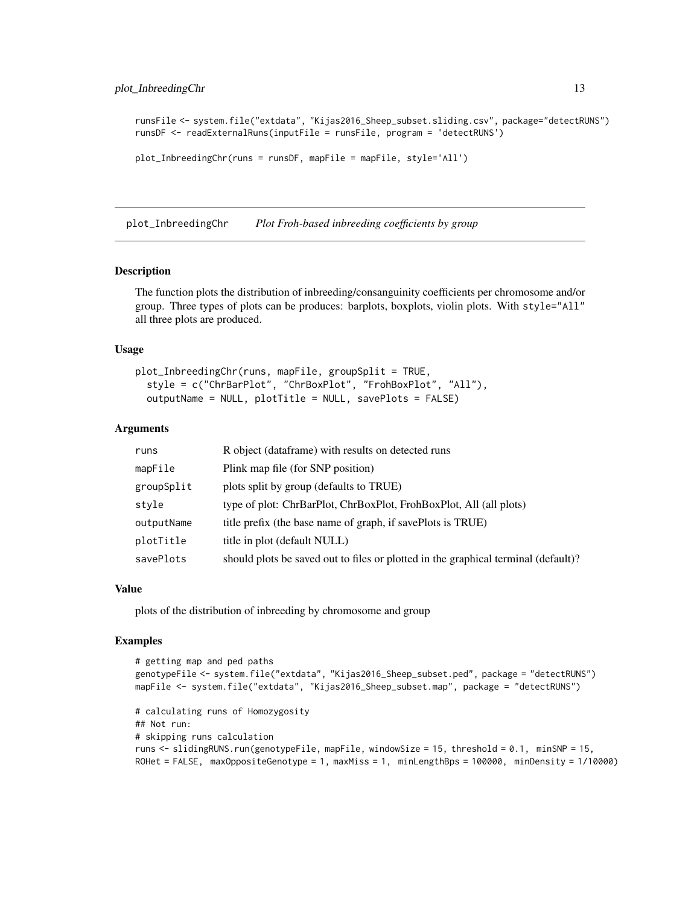```
runsFile <- system.file("extdata", "Kijas2016_Sheep_subset.sliding.csv", package="detectRUNS")
runsDF <- readExternalRuns(inputFile = runsFile, program = 'detectRUNS')

plot_InbreedingChr(runs = runsDF, mapFile = mapFile, style='All')
```

---

## plot_InbreedingChr    *Plot Froh-based inbreeding coefficients by group*

---

### Description

The function plots the distribution of inbreeding/consanguinity coefficients per chromosome and/or group. Three types of plots can be produces: barplots, boxplots, violin plots. With `style="All"` all three plots are produced.

### Usage

```
plot_InbreedingChr(runs, mapFile, groupSplit = TRUE,
  style = c("ChrBarPlot", "ChrBoxPlot", "FrohBoxPlot", "All"),
  outputName = NULL, plotTitle = NULL, savePlots = FALSE)
```

### Arguments

| | |
|---|---|
| `runs` | R object (dataframe) with results on detected runs |
| `mapFile` | Plink map file (for SNP position) |
| `groupSplit` | plots split by group (defaults to TRUE) |
| `style` | type of plot: ChrBarPlot, ChrBoxPlot, FrohBoxPlot, All (all plots) |
| `outputName` | title prefix (the base name of graph, if savePlots is TRUE) |
| `plotTitle` | title in plot (default NULL) |
| `savePlots` | should plots be saved out to files or plotted in the graphical terminal (default)? |

### Value

plots of the distribution of inbreeding by chromosome and group

### Examples

```
# getting map and ped paths
genotypeFile <- system.file("extdata", "Kijas2016_Sheep_subset.ped", package = "detectRUNS")
mapFile <- system.file("extdata", "Kijas2016_Sheep_subset.map", package = "detectRUNS")

# calculating runs of Homozygosity
## Not run:
# skipping runs calculation
runs <- slidingRUNS.run(genotypeFile, mapFile, windowSize = 15, threshold = 0.1,  minSNP = 15,
ROHet = FALSE,  maxOppositeGenotype = 1, maxMiss = 1,  minLengthBps = 100000,  minDensity = 1/10000)
```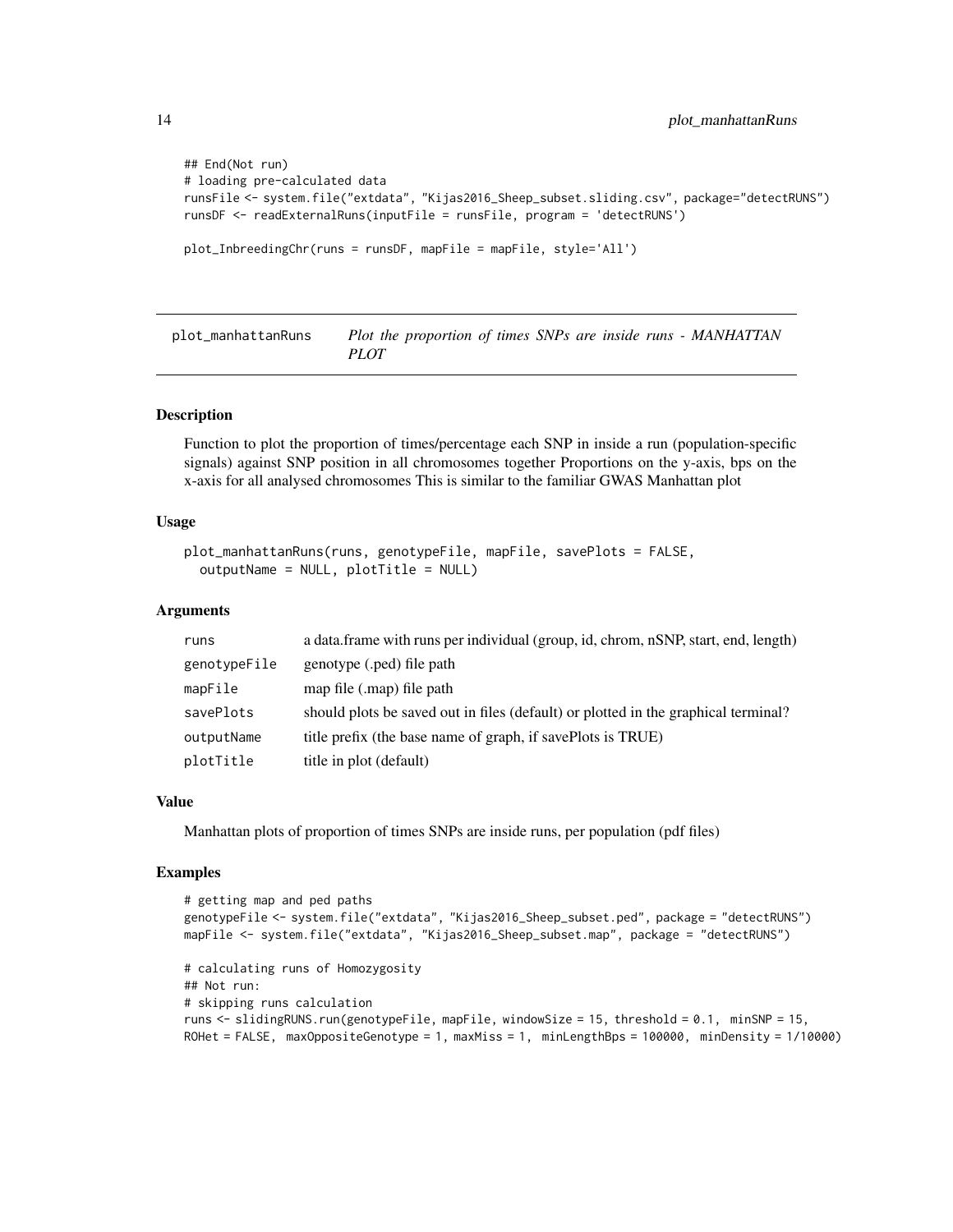```
## End(Not run)
# loading pre-calculated data
runsFile <- system.file("extdata", "Kijas2016_Sheep_subset.sliding.csv", package="detectRUNS")
runsDF <- readExternalRuns(inputFile = runsFile, program = 'detectRUNS')

plot_InbreedingChr(runs = runsDF, mapFile = mapFile, style='All')
```

## plot_manhattanRuns — *Plot the proportion of times SNPs are inside runs - MANHATTAN PLOT*

### Description

Function to plot the proportion of times/percentage each SNP in inside a run (population-specific signals) against SNP position in all chromosomes together Proportions on the y-axis, bps on the x-axis for all analysed chromosomes This is similar to the familiar GWAS Manhattan plot

### Usage

```
plot_manhattanRuns(runs, genotypeFile, mapFile, savePlots = FALSE,
  outputName = NULL, plotTitle = NULL)
```

### Arguments

| | |
|---|---|
| `runs` | a data.frame with runs per individual (group, id, chrom, nSNP, start, end, length) |
| `genotypeFile` | genotype (.ped) file path |
| `mapFile` | map file (.map) file path |
| `savePlots` | should plots be saved out in files (default) or plotted in the graphical terminal? |
| `outputName` | title prefix (the base name of graph, if savePlots is TRUE) |
| `plotTitle` | title in plot (default) |

### Value

Manhattan plots of proportion of times SNPs are inside runs, per population (pdf files)

### Examples

```
# getting map and ped paths
genotypeFile <- system.file("extdata", "Kijas2016_Sheep_subset.ped", package = "detectRUNS")
mapFile <- system.file("extdata", "Kijas2016_Sheep_subset.map", package = "detectRUNS")

# calculating runs of Homozygosity
## Not run:
# skipping runs calculation
runs <- slidingRUNS.run(genotypeFile, mapFile, windowSize = 15, threshold = 0.1,  minSNP = 15,
ROHet = FALSE,  maxOppositeGenotype = 1, maxMiss = 1,  minLengthBps = 100000,  minDensity = 1/10000)
```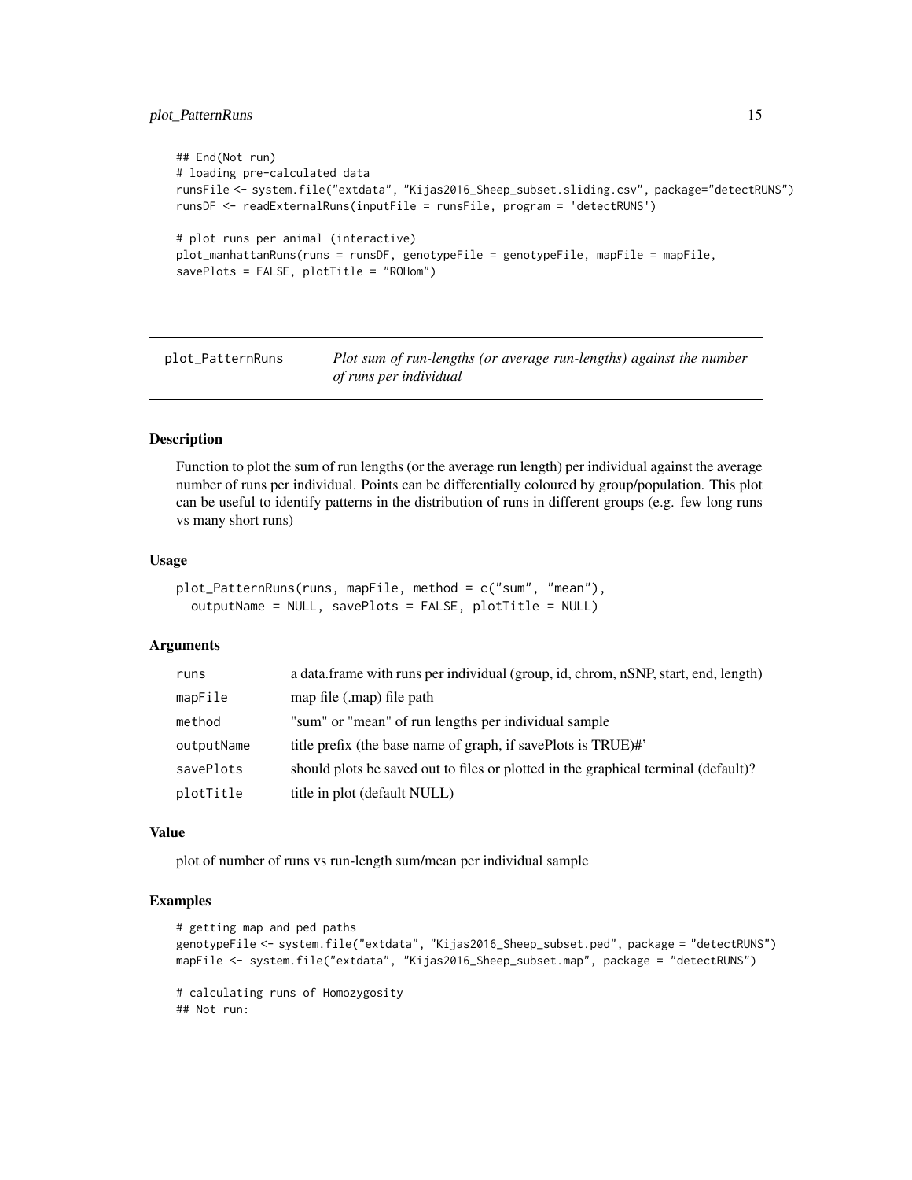```
## End(Not run)
# loading pre-calculated data
runsFile <- system.file("extdata", "Kijas2016_Sheep_subset.sliding.csv", package="detectRUNS")
runsDF <- readExternalRuns(inputFile = runsFile, program = 'detectRUNS')

# plot runs per animal (interactive)
plot_manhattanRuns(runs = runsDF, genotypeFile = genotypeFile, mapFile = mapFile,
savePlots = FALSE, plotTitle = "ROHom")
```

## plot_PatternRuns — *Plot sum of run-lengths (or average run-lengths) against the number of runs per individual*

### Description

Function to plot the sum of run lengths (or the average run length) per individual against the average number of runs per individual. Points can be differentially coloured by group/population. This plot can be useful to identify patterns in the distribution of runs in different groups (e.g. few long runs vs many short runs)

### Usage

```
plot_PatternRuns(runs, mapFile, method = c("sum", "mean"),
  outputName = NULL, savePlots = FALSE, plotTitle = NULL)
```

### Arguments

| | |
|---|---|
| runs | a data.frame with runs per individual (group, id, chrom, nSNP, start, end, length) |
| mapFile | map file (.map) file path |
| method | "sum" or "mean" of run lengths per individual sample |
| outputName | title prefix (the base name of graph, if savePlots is TRUE)#' |
| savePlots | should plots be saved out to files or plotted in the graphical terminal (default)? |
| plotTitle | title in plot (default NULL) |

### Value

plot of number of runs vs run-length sum/mean per individual sample

### Examples

```
# getting map and ped paths
genotypeFile <- system.file("extdata", "Kijas2016_Sheep_subset.ped", package = "detectRUNS")
mapFile <- system.file("extdata", "Kijas2016_Sheep_subset.map", package = "detectRUNS")

# calculating runs of Homozygosity
## Not run:
```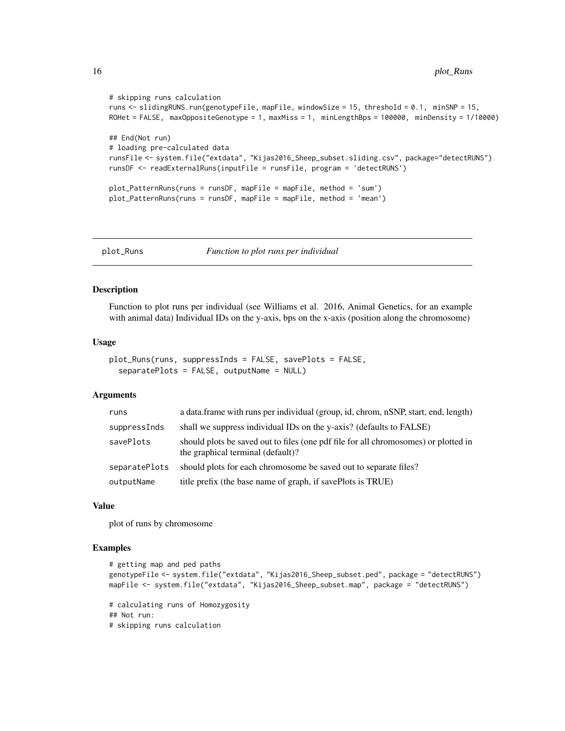```
# skipping runs calculation
runs <- slidingRUNS.run(genotypeFile, mapFile, windowSize = 15, threshold = 0.1, minSNP = 15,
ROHet = FALSE, maxOppositeGenotype = 1, maxMiss = 1, minLengthBps = 100000, minDensity = 1/10000)

## End(Not run)
# loading pre-calculated data
runsFile <- system.file("extdata", "Kijas2016_Sheep_subset.sliding.csv", package="detectRUNS")
runsDF <- readExternalRuns(inputFile = runsFile, program = 'detectRUNS')

plot_PatternRuns(runs = runsDF, mapFile = mapFile, method = 'sum')
plot_PatternRuns(runs = runsDF, mapFile = mapFile, method = 'mean')
```

## plot_Runs *Function to plot runs per individual*

### Description

Function to plot runs per individual (see Williams et al. 2016, Animal Genetics, for an example with animal data) Individual IDs on the y-axis, bps on the x-axis (position along the chromosome)

### Usage

```
plot_Runs(runs, suppressInds = FALSE, savePlots = FALSE,
  separatePlots = FALSE, outputName = NULL)
```

### Arguments

| | |
|---|---|
| runs | a data.frame with runs per individual (group, id, chrom, nSNP, start, end, length) |
| suppressInds | shall we suppress individual IDs on the y-axis? (defaults to FALSE) |
| savePlots | should plots be saved out to files (one pdf file for all chromosomes) or plotted in the graphical terminal (default)? |
| separatePlots | should plots for each chromosome be saved out to separate files? |
| outputName | title prefix (the base name of graph, if savePlots is TRUE) |

### Value

plot of runs by chromosome

### Examples

```
# getting map and ped paths
genotypeFile <- system.file("extdata", "Kijas2016_Sheep_subset.ped", package = "detectRUNS")
mapFile <- system.file("extdata", "Kijas2016_Sheep_subset.map", package = "detectRUNS")

# calculating runs of Homozygosity
## Not run:
# skipping runs calculation
```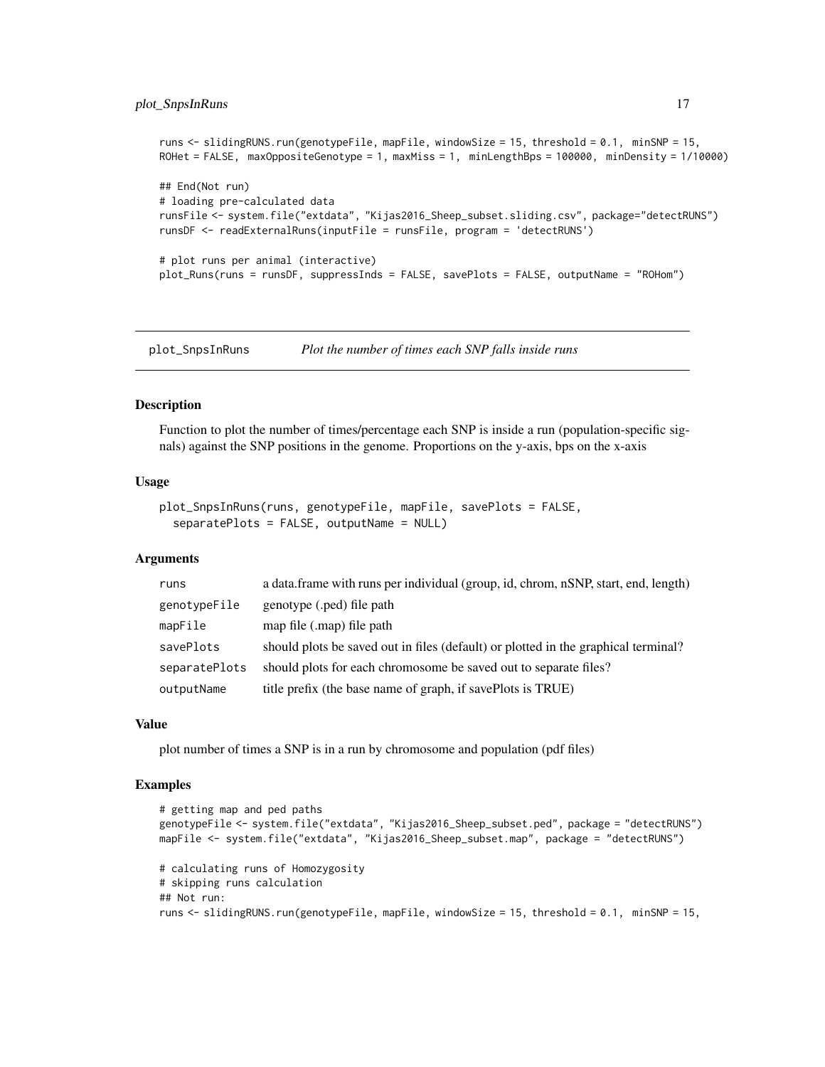```
runs <- slidingRUNS.run(genotypeFile, mapFile, windowSize = 15, threshold = 0.1,  minSNP = 15,
ROHet = FALSE,  maxOppositeGenotype = 1, maxMiss = 1,  minLengthBps = 100000,  minDensity = 1/10000)

## End(Not run)
# loading pre-calculated data
runsFile <- system.file("extdata", "Kijas2016_Sheep_subset.sliding.csv", package="detectRUNS")
runsDF <- readExternalRuns(inputFile = runsFile, program = 'detectRUNS')

# plot runs per animal (interactive)
plot_Runs(runs = runsDF, suppressInds = FALSE, savePlots = FALSE, outputName = "ROHom")
```

## plot_SnpsInRuns    *Plot the number of times each SNP falls inside runs*

### Description

Function to plot the number of times/percentage each SNP is inside a run (population-specific signals) against the SNP positions in the genome. Proportions on the y-axis, bps on the x-axis

### Usage

```
plot_SnpsInRuns(runs, genotypeFile, mapFile, savePlots = FALSE,
  separatePlots = FALSE, outputName = NULL)
```

### Arguments

| | |
|---|---|
| `runs` | a data.frame with runs per individual (group, id, chrom, nSNP, start, end, length) |
| `genotypeFile` | genotype (.ped) file path |
| `mapFile` | map file (.map) file path |
| `savePlots` | should plots be saved out in files (default) or plotted in the graphical terminal? |
| `separatePlots` | should plots for each chromosome be saved out to separate files? |
| `outputName` | title prefix (the base name of graph, if savePlots is TRUE) |

### Value

plot number of times a SNP is in a run by chromosome and population (pdf files)

### Examples

```
# getting map and ped paths
genotypeFile <- system.file("extdata", "Kijas2016_Sheep_subset.ped", package = "detectRUNS")
mapFile <- system.file("extdata", "Kijas2016_Sheep_subset.map", package = "detectRUNS")

# calculating runs of Homozygosity
# skipping runs calculation
## Not run:
runs <- slidingRUNS.run(genotypeFile, mapFile, windowSize = 15, threshold = 0.1,  minSNP = 15,
```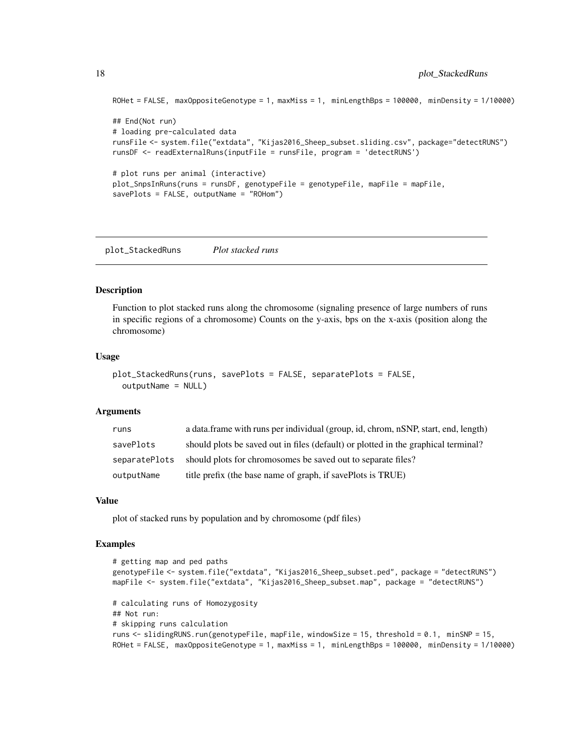```
ROHet = FALSE, maxOppositeGenotype = 1, maxMiss = 1, minLengthBps = 100000, minDensity = 1/10000)

## End(Not run)
# loading pre-calculated data
runsFile <- system.file("extdata", "Kijas2016_Sheep_subset.sliding.csv", package="detectRUNS")
runsDF <- readExternalRuns(inputFile = runsFile, program = 'detectRUNS')

# plot runs per animal (interactive)
plot_SnpsInRuns(runs = runsDF, genotypeFile = genotypeFile, mapFile = mapFile,
savePlots = FALSE, outputName = "ROHom")
```

## plot_StackedRuns *Plot stacked runs*

### Description

Function to plot stacked runs along the chromosome (signaling presence of large numbers of runs in specific regions of a chromosome) Counts on the y-axis, bps on the x-axis (position along the chromosome)

### Usage

```
plot_StackedRuns(runs, savePlots = FALSE, separatePlots = FALSE,
  outputName = NULL)
```

### Arguments

| | |
|---|---|
| runs | a data.frame with runs per individual (group, id, chrom, nSNP, start, end, length) |
| savePlots | should plots be saved out in files (default) or plotted in the graphical terminal? |
| separatePlots | should plots for chromosomes be saved out to separate files? |
| outputName | title prefix (the base name of graph, if savePlots is TRUE) |

### Value

plot of stacked runs by population and by chromosome (pdf files)

### Examples

```
# getting map and ped paths
genotypeFile <- system.file("extdata", "Kijas2016_Sheep_subset.ped", package = "detectRUNS")
mapFile <- system.file("extdata", "Kijas2016_Sheep_subset.map", package = "detectRUNS")

# calculating runs of Homozygosity
## Not run:
# skipping runs calculation
runs <- slidingRUNS.run(genotypeFile, mapFile, windowSize = 15, threshold = 0.1, minSNP = 15,
ROHet = FALSE, maxOppositeGenotype = 1, maxMiss = 1, minLengthBps = 100000, minDensity = 1/10000)
```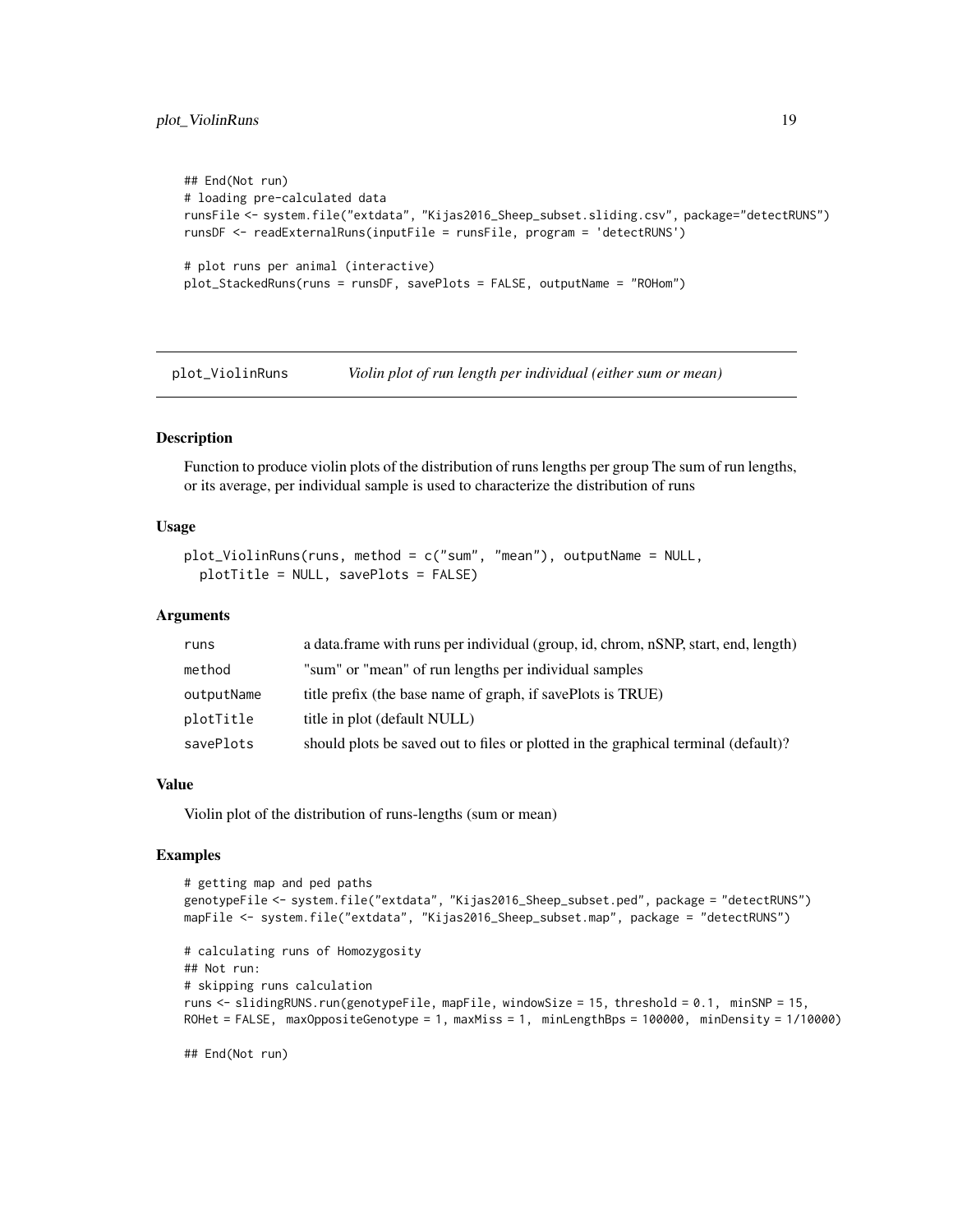```
## End(Not run)
# loading pre-calculated data
runsFile <- system.file("extdata", "Kijas2016_Sheep_subset.sliding.csv", package="detectRUNS")
runsDF <- readExternalRuns(inputFile = runsFile, program = 'detectRUNS')

# plot runs per animal (interactive)
plot_StackedRuns(runs = runsDF, savePlots = FALSE, outputName = "ROHom")
```

## plot_ViolinRuns — *Violin plot of run length per individual (either sum or mean)*

### Description

Function to produce violin plots of the distribution of runs lengths per group The sum of run lengths, or its average, per individual sample is used to characterize the distribution of runs

### Usage

```
plot_ViolinRuns(runs, method = c("sum", "mean"), outputName = NULL,
  plotTitle = NULL, savePlots = FALSE)
```

### Arguments

| | |
|---|---|
| `runs` | a data.frame with runs per individual (group, id, chrom, nSNP, start, end, length) |
| `method` | "sum" or "mean" of run lengths per individual samples |
| `outputName` | title prefix (the base name of graph, if savePlots is TRUE) |
| `plotTitle` | title in plot (default NULL) |
| `savePlots` | should plots be saved out to files or plotted in the graphical terminal (default)? |

### Value

Violin plot of the distribution of runs-lengths (sum or mean)

### Examples

```
# getting map and ped paths
genotypeFile <- system.file("extdata", "Kijas2016_Sheep_subset.ped", package = "detectRUNS")
mapFile <- system.file("extdata", "Kijas2016_Sheep_subset.map", package = "detectRUNS")

# calculating runs of Homozygosity
## Not run:
# skipping runs calculation
runs <- slidingRUNS.run(genotypeFile, mapFile, windowSize = 15, threshold = 0.1, minSNP = 15,
ROHet = FALSE, maxOppositeGenotype = 1, maxMiss = 1, minLengthBps = 100000, minDensity = 1/10000)

## End(Not run)
```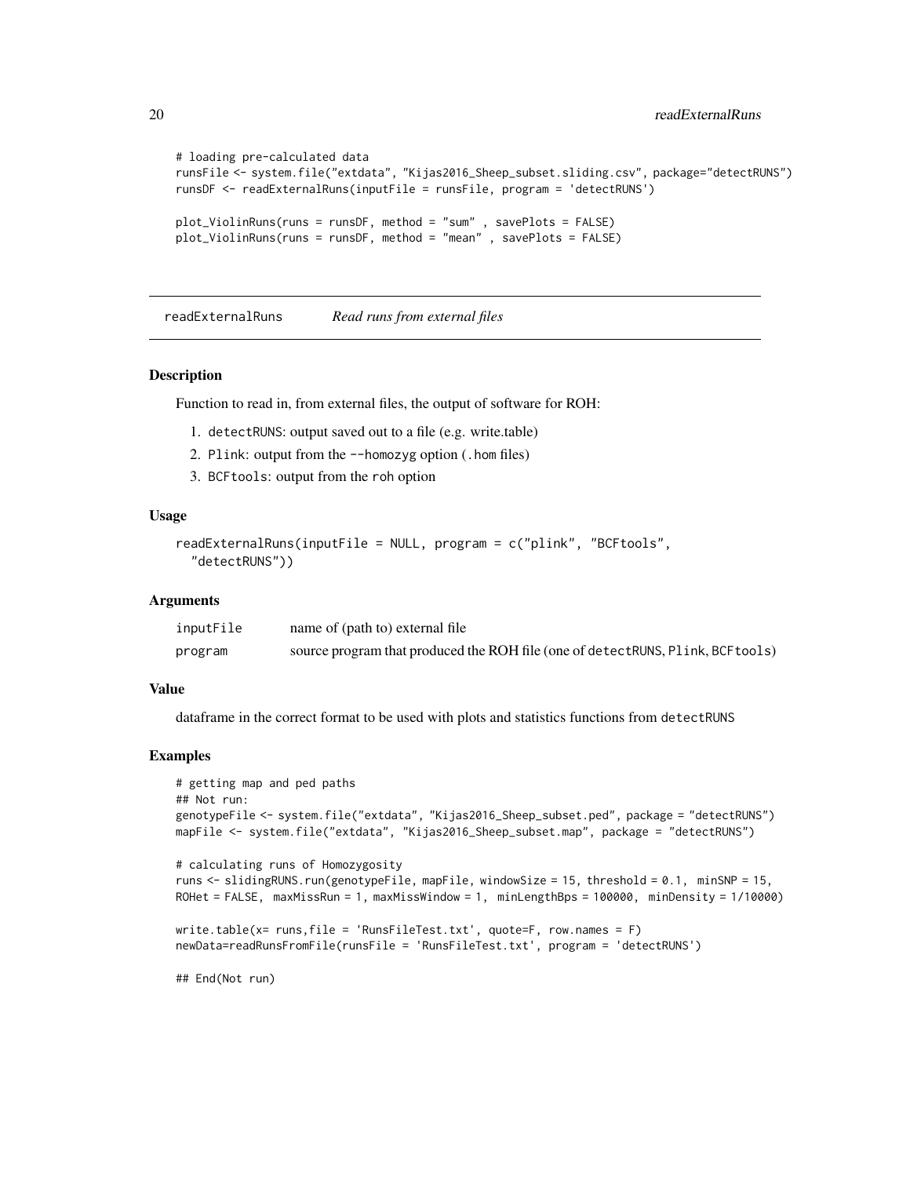```
# loading pre-calculated data
runsFile <- system.file("extdata", "Kijas2016_Sheep_subset.sliding.csv", package="detectRUNS")
runsDF <- readExternalRuns(inputFile = runsFile, program = 'detectRUNS')

plot_ViolinRuns(runs = runsDF, method = "sum" , savePlots = FALSE)
plot_ViolinRuns(runs = runsDF, method = "mean" , savePlots = FALSE)
```

## readExternalRuns *Read runs from external files*

### Description

Function to read in, from external files, the output of software for ROH:

1. detectRUNS: output saved out to a file (e.g. write.table)
2. Plink: output from the --homozyg option (.hom files)
3. BCFtools: output from the roh option

### Usage

```
readExternalRuns(inputFile = NULL, program = c("plink", "BCFtools",
  "detectRUNS"))
```

### Arguments

| | |
|---|---|
| inputFile | name of (path to) external file |
| program | source program that produced the ROH file (one of detectRUNS, Plink, BCFtools) |

### Value

dataframe in the correct format to be used with plots and statistics functions from detectRUNS

### Examples

```
# getting map and ped paths
## Not run:
genotypeFile <- system.file("extdata", "Kijas2016_Sheep_subset.ped", package = "detectRUNS")
mapFile <- system.file("extdata", "Kijas2016_Sheep_subset.map", package = "detectRUNS")

# calculating runs of Homozygosity
runs <- slidingRUNS.run(genotypeFile, mapFile, windowSize = 15, threshold = 0.1, minSNP = 15,
ROHet = FALSE, maxMissRun = 1, maxMissWindow = 1, minLengthBps = 100000, minDensity = 1/10000)

write.table(x= runs,file = 'RunsFileTest.txt', quote=F, row.names = F)
newData=readRunsFromFile(runsFile = 'RunsFileTest.txt', program = 'detectRUNS')

## End(Not run)
```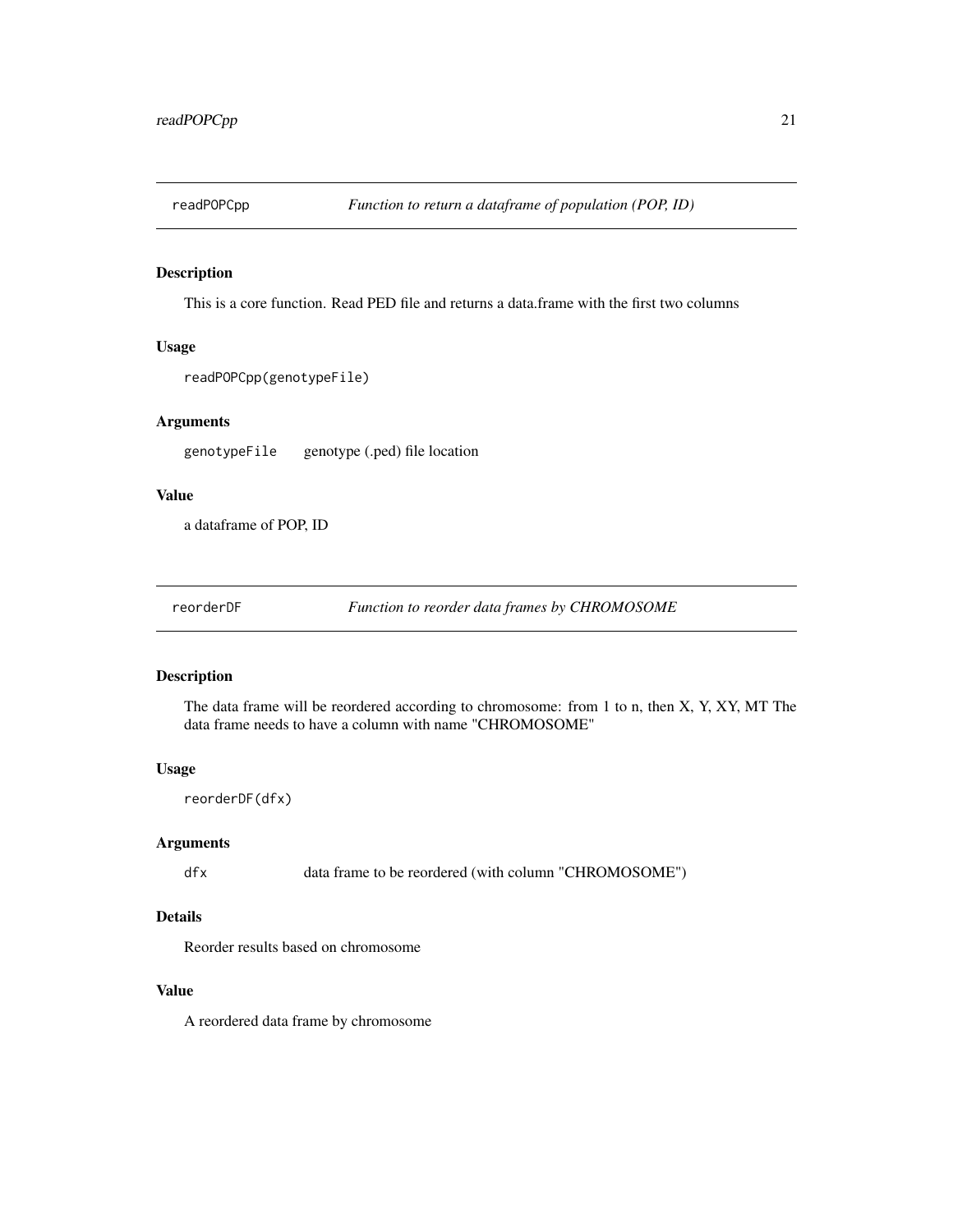## readPOPCpp *Function to return a dataframe of population (POP, ID)*

### Description

This is a core function. Read PED file and returns a data.frame with the first two columns

### Usage

```
readPOPCpp(genotypeFile)
```

### Arguments

| | |
|---|---|
| `genotypeFile` | genotype (.ped) file location |

### Value

a dataframe of POP, ID

## reorderDF *Function to reorder data frames by CHROMOSOME*

### Description

The data frame will be reordered according to chromosome: from 1 to n, then X, Y, XY, MT The data frame needs to have a column with name "CHROMOSOME"

### Usage

```
reorderDF(dfx)
```

### Arguments

| | |
|---|---|
| `dfx` | data frame to be reordered (with column "CHROMOSOME") |

### Details

Reorder results based on chromosome

### Value

A reordered data frame by chromosome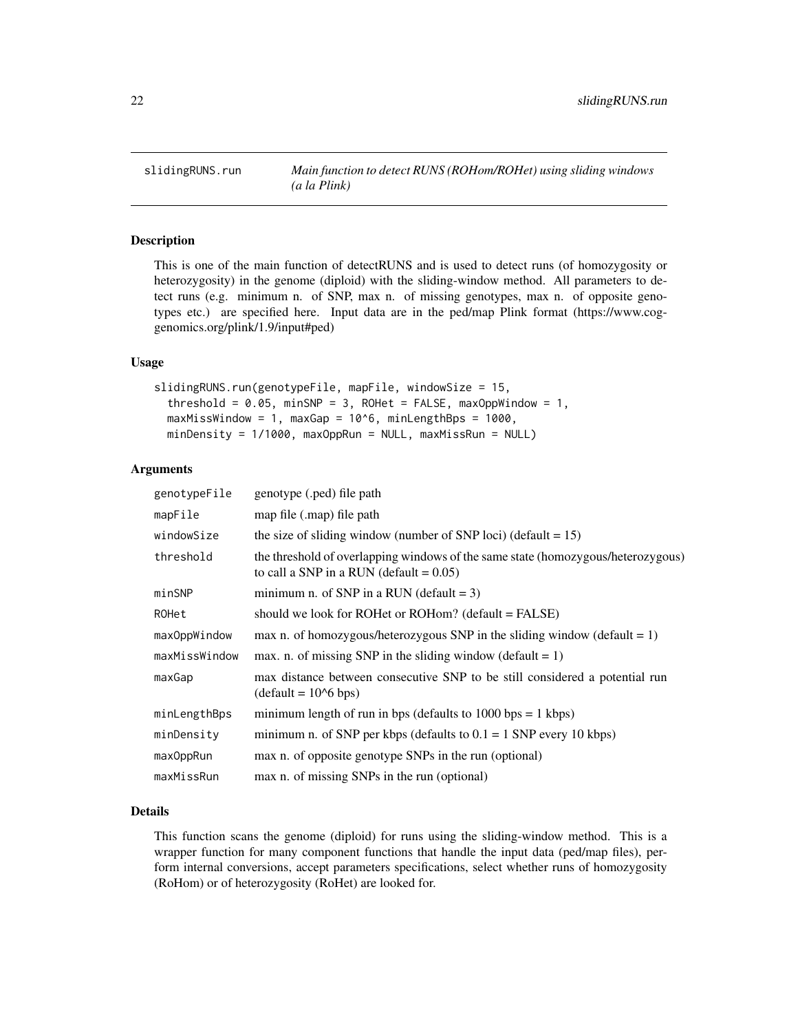## slidingRUNS.run

*Main function to detect RUNS (ROHom/ROHet) using sliding windows (a la Plink)*

### Description

This is one of the main function of detectRUNS and is used to detect runs (of homozygosity or heterozygosity) in the genome (diploid) with the sliding-window method. All parameters to detect runs (e.g. minimum n. of SNP, max n. of missing genotypes, max n. of opposite genotypes etc.) are specified here. Input data are in the ped/map Plink format (https://www.cog-genomics.org/plink/1.9/input#ped)

### Usage

```
slidingRUNS.run(genotypeFile, mapFile, windowSize = 15,
  threshold = 0.05, minSNP = 3, ROHet = FALSE, maxOppWindow = 1,
  maxMissWindow = 1, maxGap = 10^6, minLengthBps = 1000,
  minDensity = 1/1000, maxOppRun = NULL, maxMissRun = NULL)
```

### Arguments

| | |
|---|---|
| `genotypeFile` | genotype (.ped) file path |
| `mapFile` | map file (.map) file path |
| `windowSize` | the size of sliding window (number of SNP loci) (default = 15) |
| `threshold` | the threshold of overlapping windows of the same state (homozygous/heterozygous) to call a SNP in a RUN (default = 0.05) |
| `minSNP` | minimum n. of SNP in a RUN (default = 3) |
| `ROHet` | should we look for ROHet or ROHom? (default = FALSE) |
| `maxOppWindow` | max n. of homozygous/heterozygous SNP in the sliding window (default = 1) |
| `maxMissWindow` | max. n. of missing SNP in the sliding window (default = 1) |
| `maxGap` | max distance between consecutive SNP to be still considered a potential run (default = 10^6 bps) |
| `minLengthBps` | minimum length of run in bps (defaults to 1000 bps = 1 kbps) |
| `minDensity` | minimum n. of SNP per kbps (defaults to 0.1 = 1 SNP every 10 kbps) |
| `maxOppRun` | max n. of opposite genotype SNPs in the run (optional) |
| `maxMissRun` | max n. of missing SNPs in the run (optional) |

### Details

This function scans the genome (diploid) for runs using the sliding-window method. This is a wrapper function for many component functions that handle the input data (ped/map files), perform internal conversions, accept parameters specifications, select whether runs of homozygosity (RoHom) or of heterozygosity (RoHet) are looked for.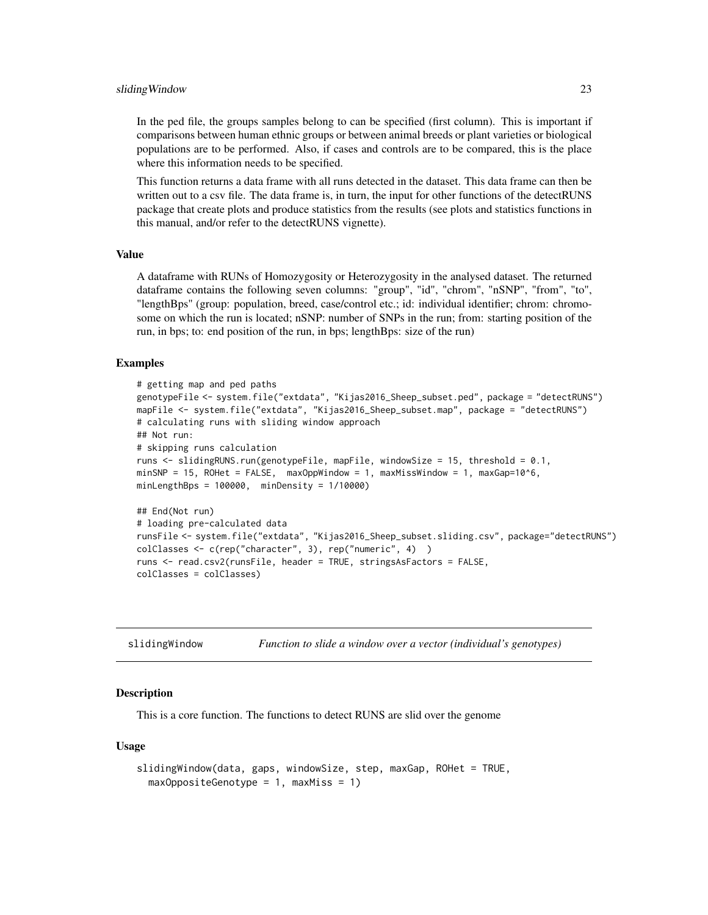In the ped file, the groups samples belong to can be specified (first column). This is important if comparisons between human ethnic groups or between animal breeds or plant varieties or biological populations are to be performed. Also, if cases and controls are to be compared, this is the place where this information needs to be specified.

This function returns a data frame with all runs detected in the dataset. This data frame can then be written out to a csv file. The data frame is, in turn, the input for other functions of the detectRUNS package that create plots and produce statistics from the results (see plots and statistics functions in this manual, and/or refer to the detectRUNS vignette).

### Value

A dataframe with RUNs of Homozygosity or Heterozygosity in the analysed dataset. The returned dataframe contains the following seven columns: "group", "id", "chrom", "nSNP", "from", "to", "lengthBps" (group: population, breed, case/control etc.; id: individual identifier; chrom: chromosome on which the run is located; nSNP: number of SNPs in the run; from: starting position of the run, in bps; to: end position of the run, in bps; lengthBps: size of the run)

### Examples

```
# getting map and ped paths
genotypeFile <- system.file("extdata", "Kijas2016_Sheep_subset.ped", package = "detectRUNS")
mapFile <- system.file("extdata", "Kijas2016_Sheep_subset.map", package = "detectRUNS")
# calculating runs with sliding window approach
## Not run:
# skipping runs calculation
runs <- slidingRUNS.run(genotypeFile, mapFile, windowSize = 15, threshold = 0.1,
minSNP = 15, ROHet = FALSE,  maxOppWindow = 1, maxMissWindow = 1, maxGap=10^6,
minLengthBps = 100000,  minDensity = 1/10000)

## End(Not run)
# loading pre-calculated data
runsFile <- system.file("extdata", "Kijas2016_Sheep_subset.sliding.csv", package="detectRUNS")
colClasses <- c(rep("character", 3), rep("numeric", 4)  )
runs <- read.csv2(runsFile, header = TRUE, stringsAsFactors = FALSE,
colClasses = colClasses)
```

---

## slidingWindow — *Function to slide a window over a vector (individual's genotypes)*

### Description

This is a core function. The functions to detect RUNS are slid over the genome

### Usage

```
slidingWindow(data, gaps, windowSize, step, maxGap, ROHet = TRUE,
  maxOppositeGenotype = 1, maxMiss = 1)
```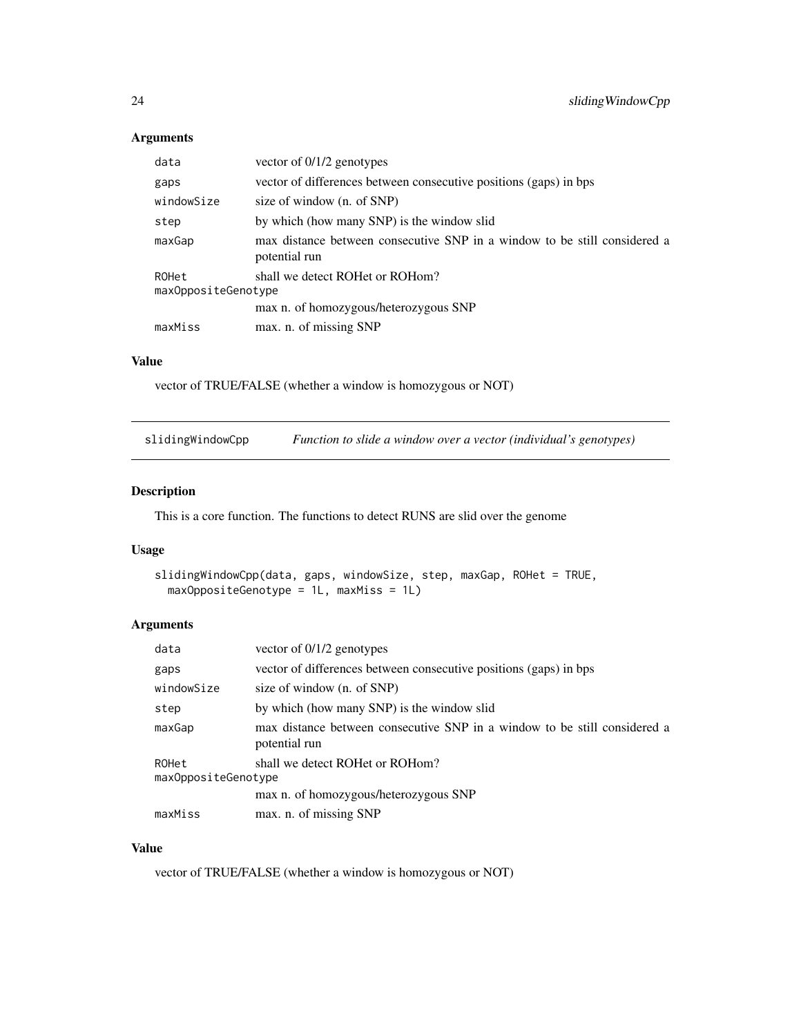## Arguments

| | |
|---|---|
| data | vector of 0/1/2 genotypes |
| gaps | vector of differences between consecutive positions (gaps) in bps |
| windowSize | size of window (n. of SNP) |
| step | by which (how many SNP) is the window slid |
| maxGap | max distance between consecutive SNP in a window to be still considered a potential run |
| ROHet | shall we detect ROHet or ROHom? |
| maxOppositeGenotype | max n. of homozygous/heterozygous SNP |
| maxMiss | max. n. of missing SNP |

## Value

vector of TRUE/FALSE (whether a window is homozygous or NOT)

---

# slidingWindowCpp — *Function to slide a window over a vector (individual's genotypes)*

## Description

This is a core function. The functions to detect RUNS are slid over the genome

## Usage

```
slidingWindowCpp(data, gaps, windowSize, step, maxGap, ROHet = TRUE,
  maxOppositeGenotype = 1L, maxMiss = 1L)
```

## Arguments

| | |
|---|---|
| data | vector of 0/1/2 genotypes |
| gaps | vector of differences between consecutive positions (gaps) in bps |
| windowSize | size of window (n. of SNP) |
| step | by which (how many SNP) is the window slid |
| maxGap | max distance between consecutive SNP in a window to be still considered a potential run |
| ROHet | shall we detect ROHet or ROHom? |
| maxOppositeGenotype | max n. of homozygous/heterozygous SNP |
| maxMiss | max. n. of missing SNP |

## Value

vector of TRUE/FALSE (whether a window is homozygous or NOT)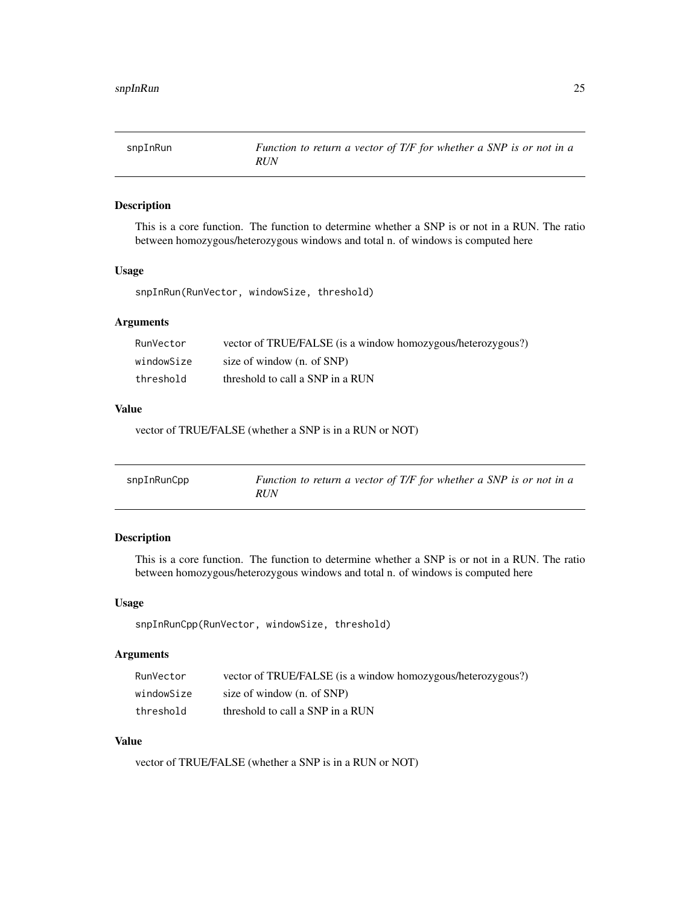## snpInRun

*Function to return a vector of T/F for whether a SNP is or not in a RUN*

### Description

This is a core function. The function to determine whether a SNP is or not in a RUN. The ratio between homozygous/heterozygous windows and total n. of windows is computed here

### Usage

```
snpInRun(RunVector, windowSize, threshold)
```

### Arguments

| | |
|---|---|
| `RunVector` | vector of TRUE/FALSE (is a window homozygous/heterozygous?) |
| `windowSize` | size of window (n. of SNP) |
| `threshold` | threshold to call a SNP in a RUN |

### Value

vector of TRUE/FALSE (whether a SNP is in a RUN or NOT)

## snpInRunCpp

*Function to return a vector of T/F for whether a SNP is or not in a RUN*

### Description

This is a core function. The function to determine whether a SNP is or not in a RUN. The ratio between homozygous/heterozygous windows and total n. of windows is computed here

### Usage

```
snpInRunCpp(RunVector, windowSize, threshold)
```

### Arguments

| | |
|---|---|
| `RunVector` | vector of TRUE/FALSE (is a window homozygous/heterozygous?) |
| `windowSize` | size of window (n. of SNP) |
| `threshold` | threshold to call a SNP in a RUN |

### Value

vector of TRUE/FALSE (whether a SNP is in a RUN or NOT)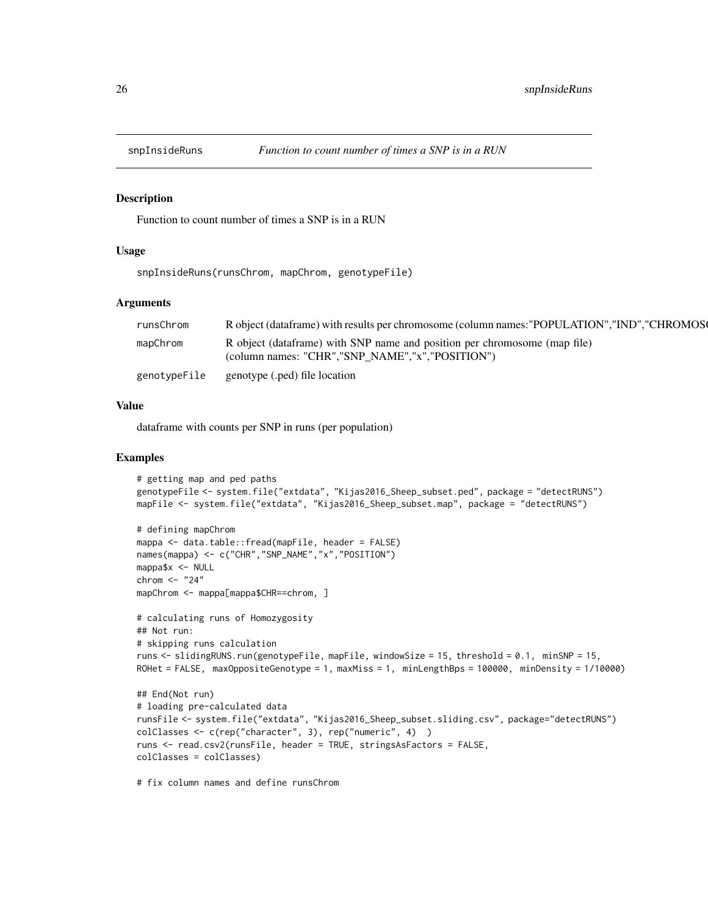snpInsideRuns *Function to count number of times a SNP is in a RUN*

## Description

Function to count number of times a SNP is in a RUN

## Usage

```
snpInsideRuns(runsChrom, mapChrom, genotypeFile)
```

## Arguments

| | |
|---|---|
| runsChrom | R object (dataframe) with results per chromosome (column names:"POPULATION","IND","CHROMOS |
| mapChrom | R object (dataframe) with SNP name and position per chromosome (map file) (column names: "CHR","SNP_NAME","x","POSITION") |
| genotypeFile | genotype (.ped) file location |

## Value

dataframe with counts per SNP in runs (per population)

## Examples

```
# getting map and ped paths
genotypeFile <- system.file("extdata", "Kijas2016_Sheep_subset.ped", package = "detectRUNS")
mapFile <- system.file("extdata", "Kijas2016_Sheep_subset.map", package = "detectRUNS")

# defining mapChrom
mappa <- data.table::fread(mapFile, header = FALSE)
names(mappa) <- c("CHR","SNP_NAME","x","POSITION")
mappa$x <- NULL
chrom <- "24"
mapChrom <- mappa[mappa$CHR==chrom, ]

# calculating runs of Homozygosity
## Not run:
# skipping runs calculation
runs <- slidingRUNS.run(genotypeFile, mapFile, windowSize = 15, threshold = 0.1,  minSNP = 15,
ROHet = FALSE,  maxOppositeGenotype = 1, maxMiss = 1,  minLengthBps = 100000,  minDensity = 1/10000)

## End(Not run)
# loading pre-calculated data
runsFile <- system.file("extdata", "Kijas2016_Sheep_subset.sliding.csv", package="detectRUNS")
colClasses <- c(rep("character", 3), rep("numeric", 4)  )
runs <- read.csv2(runsFile, header = TRUE, stringsAsFactors = FALSE,
colClasses = colClasses)

# fix column names and define runsChrom
```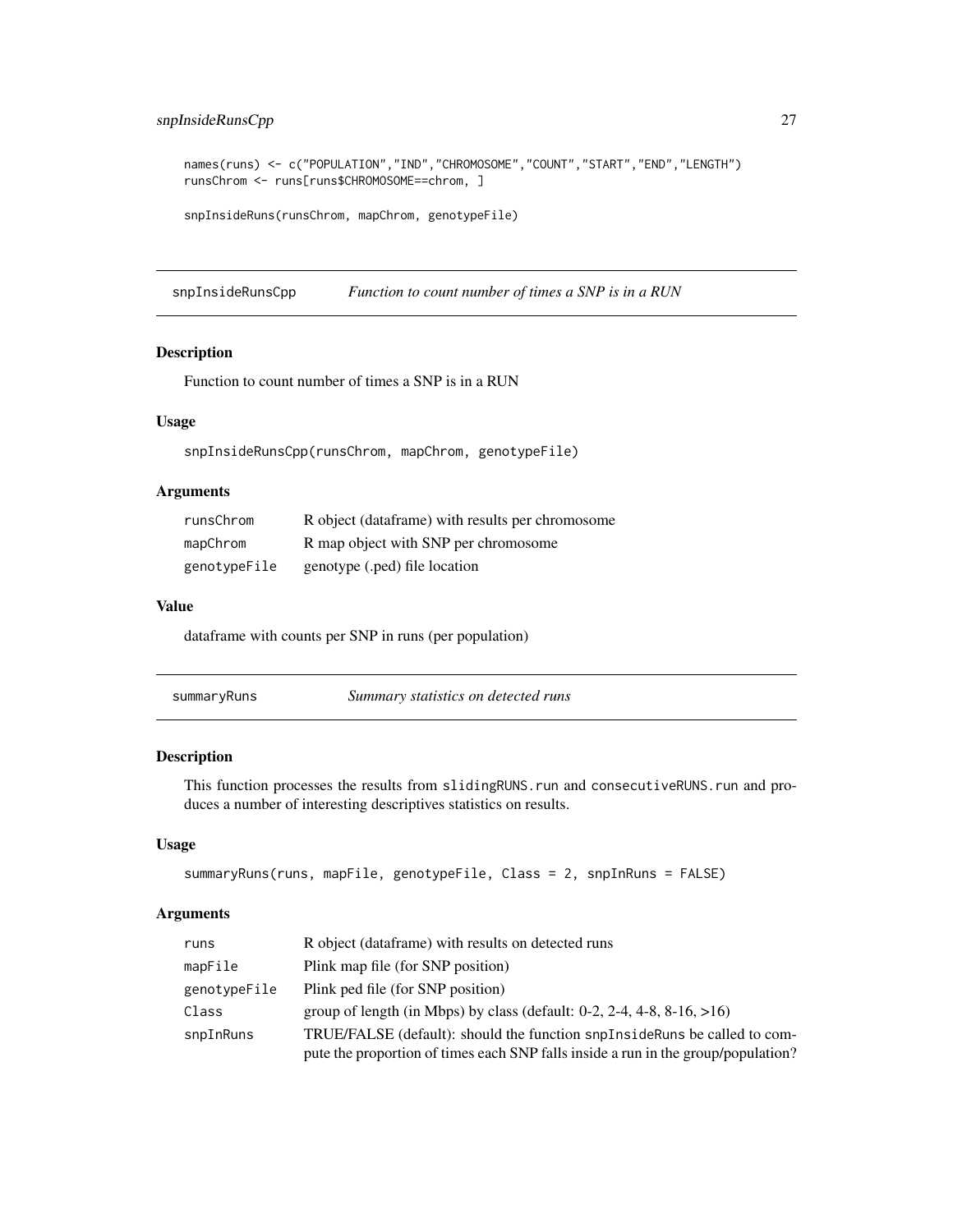```
names(runs) <- c("POPULATION","IND","CHROMOSOME","COUNT","START","END","LENGTH")
runsChrom <- runs[runs$CHROMOSOME==chrom, ]

snpInsideRuns(runsChrom, mapChrom, genotypeFile)
```

## snpInsideRunsCpp — *Function to count number of times a SNP is in a RUN*

### Description

Function to count number of times a SNP is in a RUN

### Usage

```
snpInsideRunsCpp(runsChrom, mapChrom, genotypeFile)
```

### Arguments

| | |
|---|---|
| runsChrom | R object (dataframe) with results per chromosome |
| mapChrom | R map object with SNP per chromosome |
| genotypeFile | genotype (.ped) file location |

### Value

dataframe with counts per SNP in runs (per population)

## summaryRuns — *Summary statistics on detected runs*

### Description

This function processes the results from slidingRUNS.run and consecutiveRUNS.run and produces a number of interesting descriptives statistics on results.

### Usage

```
summaryRuns(runs, mapFile, genotypeFile, Class = 2, snpInRuns = FALSE)
```

### Arguments

| | |
|---|---|
| runs | R object (dataframe) with results on detected runs |
| mapFile | Plink map file (for SNP position) |
| genotypeFile | Plink ped file (for SNP position) |
| Class | group of length (in Mbps) by class (default: 0-2, 2-4, 4-8, 8-16, >16) |
| snpInRuns | TRUE/FALSE (default): should the function snpInsideRuns be called to compute the proportion of times each SNP falls inside a run in the group/population? |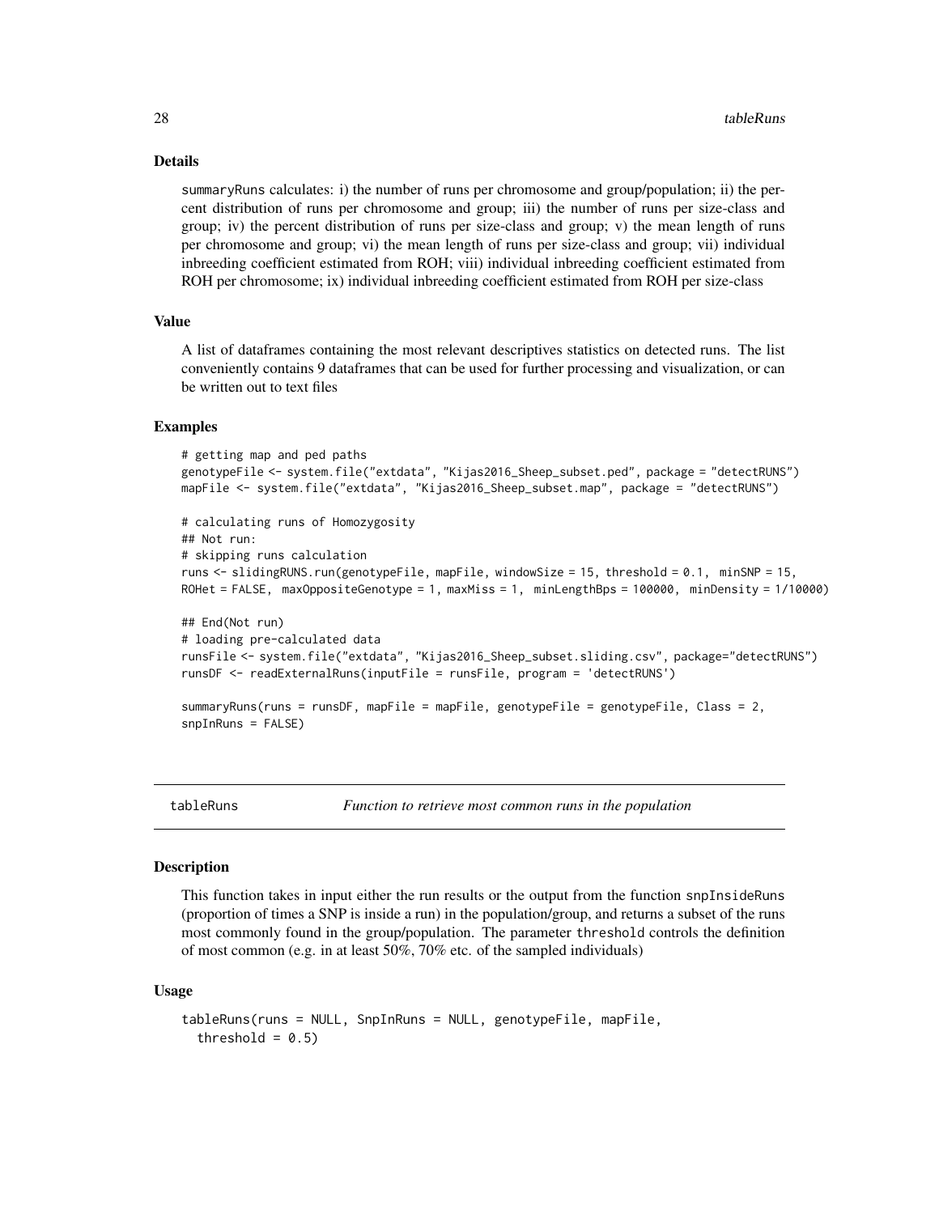## Details

summaryRuns calculates: i) the number of runs per chromosome and group/population; ii) the percent distribution of runs per chromosome and group; iii) the number of runs per size-class and group; iv) the percent distribution of runs per size-class and group; v) the mean length of runs per chromosome and group; vi) the mean length of runs per size-class and group; vii) individual inbreeding coefficient estimated from ROH; viii) individual inbreeding coefficient estimated from ROH per chromosome; ix) individual inbreeding coefficient estimated from ROH per size-class

## Value

A list of dataframes containing the most relevant descriptives statistics on detected runs. The list conveniently contains 9 dataframes that can be used for further processing and visualization, or can be written out to text files

## Examples

```
# getting map and ped paths
genotypeFile <- system.file("extdata", "Kijas2016_Sheep_subset.ped", package = "detectRUNS")
mapFile <- system.file("extdata", "Kijas2016_Sheep_subset.map", package = "detectRUNS")

# calculating runs of Homozygosity
## Not run:
# skipping runs calculation
runs <- slidingRUNS.run(genotypeFile, mapFile, windowSize = 15, threshold = 0.1,  minSNP = 15,
ROHet = FALSE,  maxOppositeGenotype = 1, maxMiss = 1,  minLengthBps = 100000,  minDensity = 1/10000)

## End(Not run)
# loading pre-calculated data
runsFile <- system.file("extdata", "Kijas2016_Sheep_subset.sliding.csv", package="detectRUNS")
runsDF <- readExternalRuns(inputFile = runsFile, program = 'detectRUNS')

summaryRuns(runs = runsDF, mapFile = mapFile, genotypeFile = genotypeFile, Class = 2,
snpInRuns = FALSE)
```

---

tableRuns — *Function to retrieve most common runs in the population*

## Description

This function takes in input either the run results or the output from the function snpInsideRuns (proportion of times a SNP is inside a run) in the population/group, and returns a subset of the runs most commonly found in the group/population. The parameter threshold controls the definition of most common (e.g. in at least 50%, 70% etc. of the sampled individuals)

## Usage

```
tableRuns(runs = NULL, SnpInRuns = NULL, genotypeFile, mapFile,
  threshold = 0.5)
```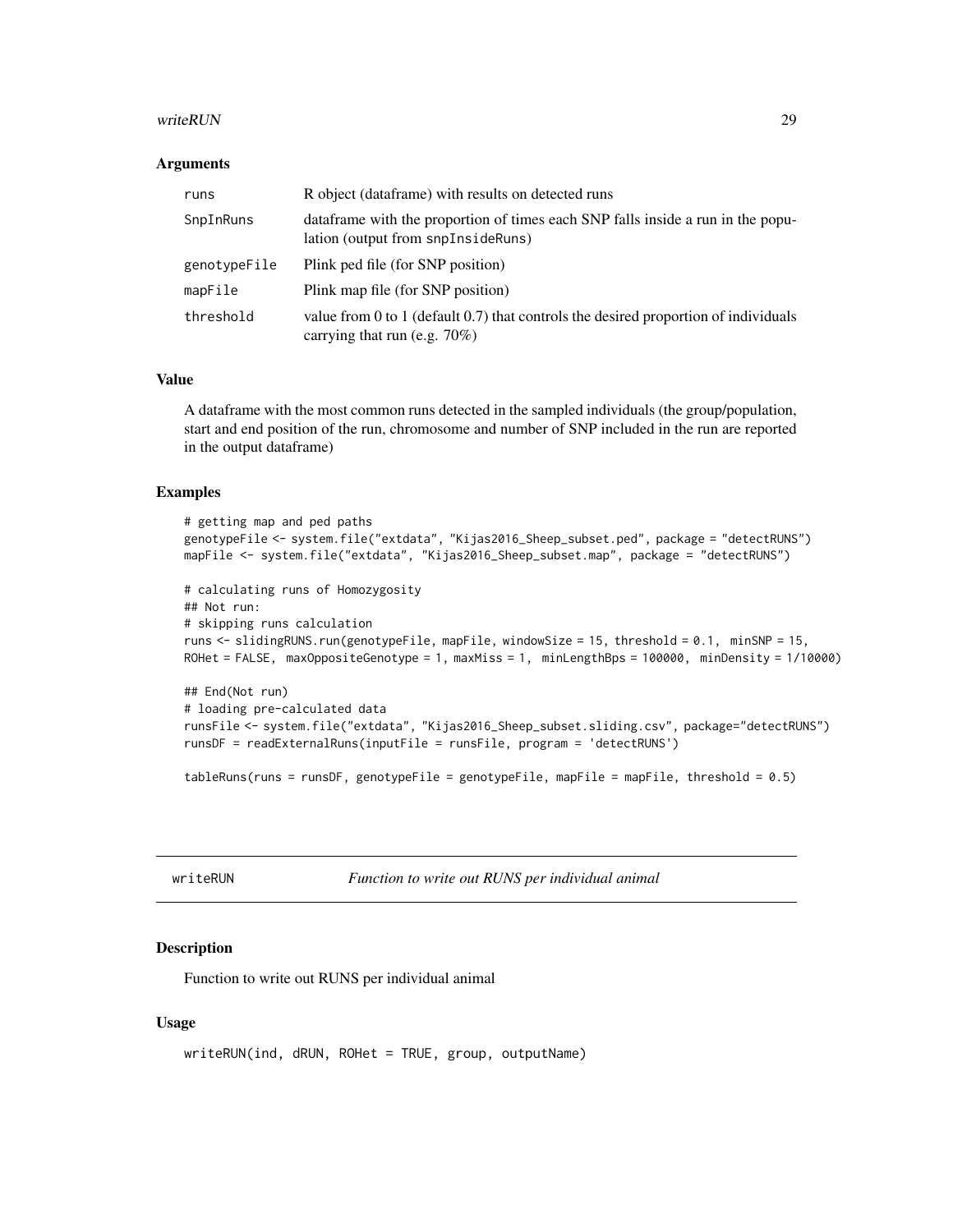### Arguments

| | |
|---|---|
| runs | R object (dataframe) with results on detected runs |
| SnpInRuns | dataframe with the proportion of times each SNP falls inside a run in the population (output from snpInsideRuns) |
| genotypeFile | Plink ped file (for SNP position) |
| mapFile | Plink map file (for SNP position) |
| threshold | value from 0 to 1 (default 0.7) that controls the desired proportion of individuals carrying that run (e.g. 70%) |

### Value

A dataframe with the most common runs detected in the sampled individuals (the group/population, start and end position of the run, chromosome and number of SNP included in the run are reported in the output dataframe)

### Examples

```
# getting map and ped paths
genotypeFile <- system.file("extdata", "Kijas2016_Sheep_subset.ped", package = "detectRUNS")
mapFile <- system.file("extdata", "Kijas2016_Sheep_subset.map", package = "detectRUNS")

# calculating runs of Homozygosity
## Not run:
# skipping runs calculation
runs <- slidingRUNS.run(genotypeFile, mapFile, windowSize = 15, threshold = 0.1, minSNP = 15,
ROHet = FALSE, maxOppositeGenotype = 1, maxMiss = 1, minLengthBps = 100000, minDensity = 1/10000)

## End(Not run)
# loading pre-calculated data
runsFile <- system.file("extdata", "Kijas2016_Sheep_subset.sliding.csv", package="detectRUNS")
runsDF = readExternalRuns(inputFile = runsFile, program = 'detectRUNS')

tableRuns(runs = runsDF, genotypeFile = genotypeFile, mapFile = mapFile, threshold = 0.5)
```

---

## writeRUN    *Function to write out RUNS per individual animal*

### Description

Function to write out RUNS per individual animal

### Usage

```
writeRUN(ind, dRUN, ROHet = TRUE, group, outputName)
```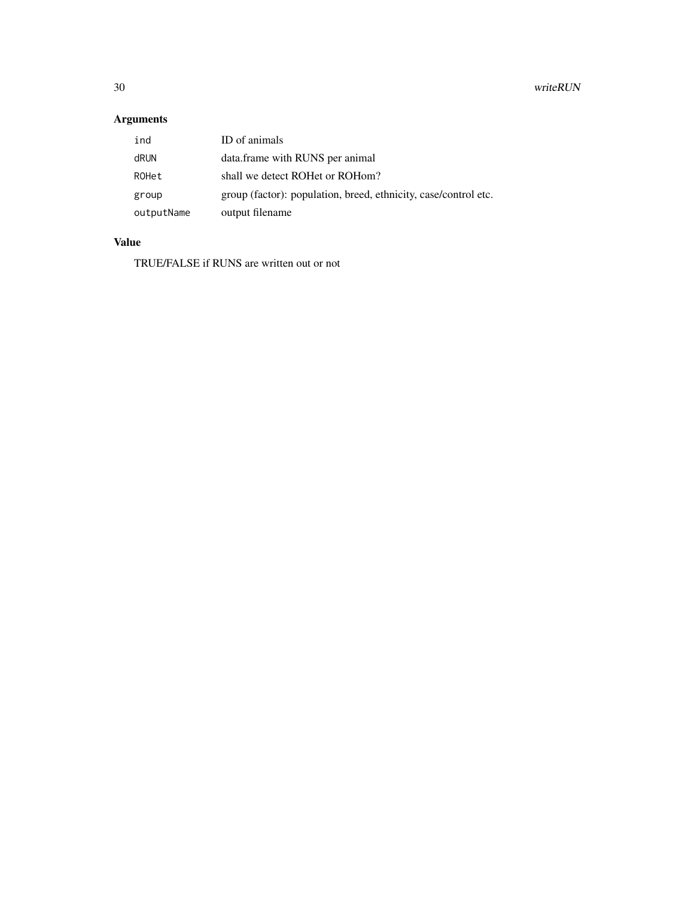## Arguments

| | |
|---|---|
| `ind` | ID of animals |
| `dRUN` | data.frame with RUNS per animal |
| `ROHet` | shall we detect ROHet or ROHom? |
| `group` | group (factor): population, breed, ethnicity, case/control etc. |
| `outputName` | output filename |

## Value

TRUE/FALSE if RUNS are written out or not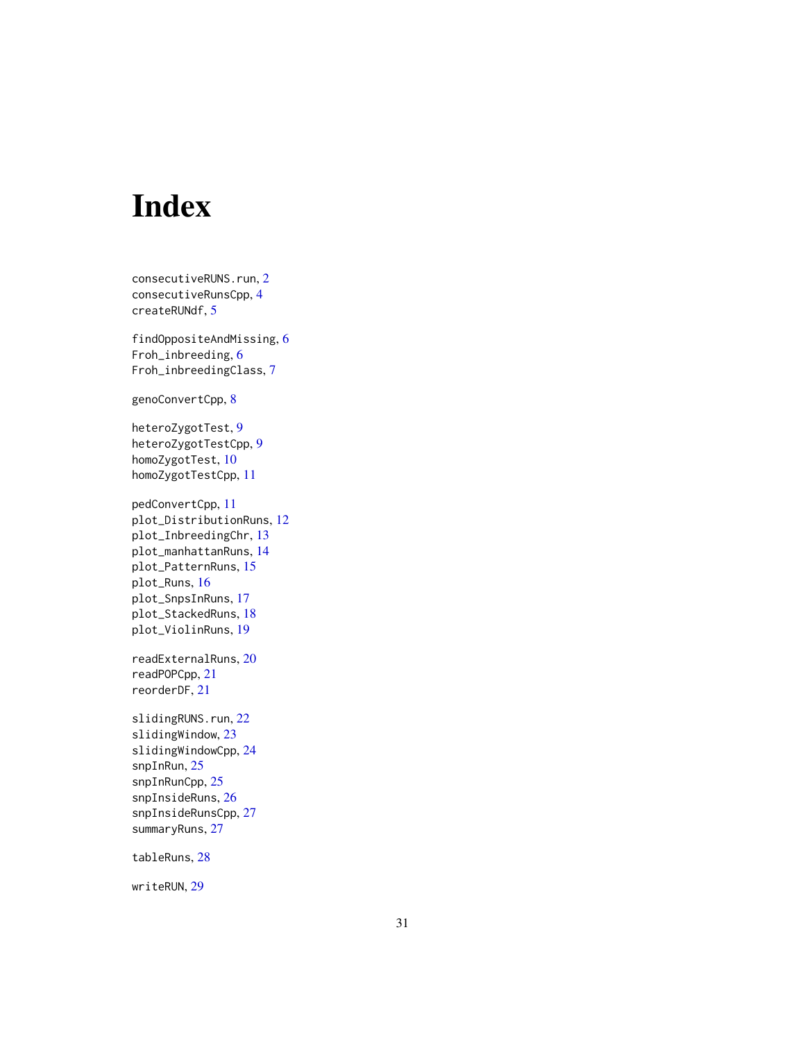# Index

consecutiveRUNS.run, 2
consecutiveRunsCpp, 4
createRUNdf, 5

findOppositeAndMissing, 6
Froh_inbreeding, 6
Froh_inbreedingClass, 7

genoConvertCpp, 8

heteroZygotTest, 9
heteroZygotTestCpp, 9
homoZygotTest, 10
homoZygotTestCpp, 11

pedConvertCpp, 11
plot_DistributionRuns, 12
plot_InbreedingChr, 13
plot_manhattanRuns, 14
plot_PatternRuns, 15
plot_Runs, 16
plot_SnpsInRuns, 17
plot_StackedRuns, 18
plot_ViolinRuns, 19

readExternalRuns, 20
readPOPCpp, 21
reorderDF, 21

slidingRUNS.run, 22
slidingWindow, 23
slidingWindowCpp, 24
snpInRun, 25
snpInRunCpp, 25
snpInsideRuns, 26
snpInsideRunsCpp, 27
summaryRuns, 27

tableRuns, 28

writeRUN, 29